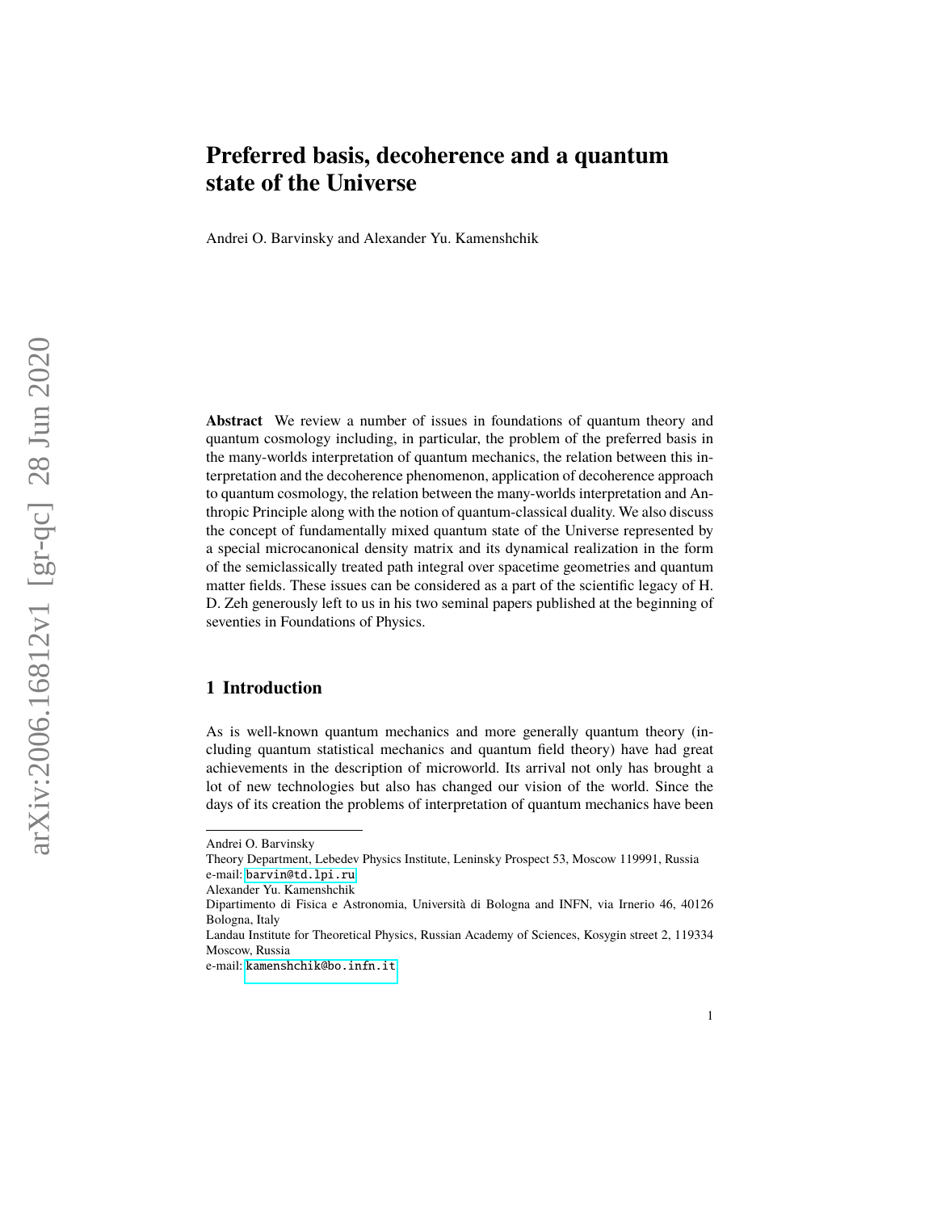# Preferred basis, decoherence and a quantum state of the Universe

Andrei O. Barvinsky and Alexander Yu. Kamenshchik

**Abstract** We review a number of issues in foundations of quantum theory and quantum cosmology including, in particular, the problem of the preferred basis in the many-worlds interpretation of quantum mechanics, the relation between this interpretation and the decoherence phenomenon, application of decoherence approach to quantum cosmology, the relation between the many-worlds interpretation and Anthropic Principle along with the notion of quantum-classical duality. We also discuss the concept of fundamentally mixed quantum state of the Universe represented by a special microcanonical density matrix and its dynamical realization in the form of the semiclassically treated path integral over spacetime geometries and quantum matter fields. These issues can be considered as a part of the scientific legacy of H. D. Zeh generously left to us in his two seminal papers published at the beginning of seventies in Foundations of Physics.

## 1 Introduction

As is well-known quantum mechanics and more generally quantum theory (including quantum statistical mechanics and quantum field theory) have had great achievements in the description of microworld. Its arrival not only has brought a lot of new technologies but also has changed our vision of the world. Since the days of its creation the problems of interpretation of quantum mechanics have been

---

Andrei O. Barvinsky
Theory Department, Lebedev Physics Institute, Leninsky Prospect 53, Moscow 119991, Russia
e-mail: barvin@td.lpi.ru

Alexander Yu. Kamenshchik
Dipartimento di Fisica e Astronomia, Università di Bologna and INFN, via Irnerio 46, 40126 Bologna, Italy
Landau Institute for Theoretical Physics, Russian Academy of Sciences, Kosygin street 2, 119334 Moscow, Russia
e-mail: kamenshchik@bo.infn.it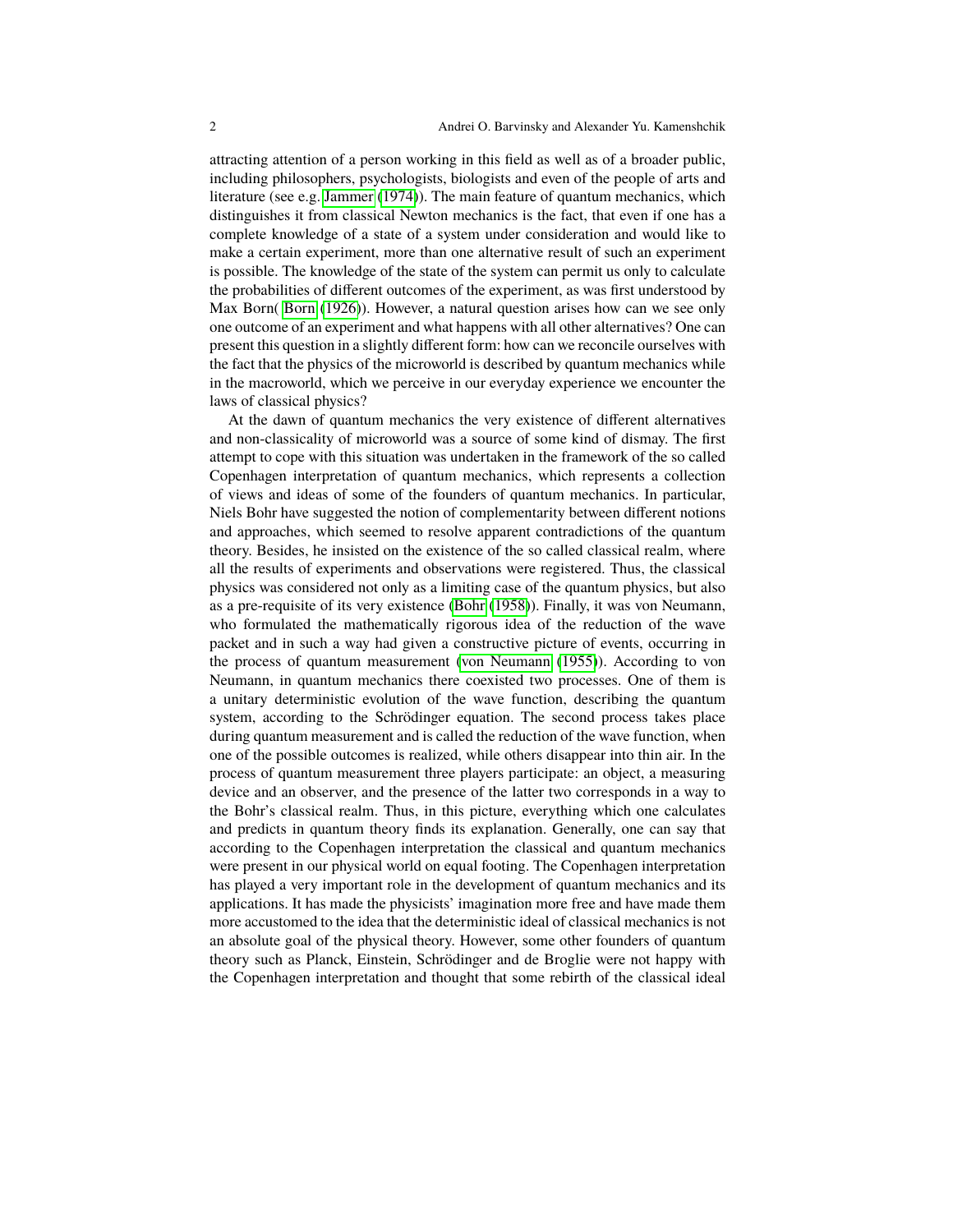attracting attention of a person working in this field as well as of a broader public, including philosophers, psychologists, biologists and even of the people of arts and literature (see e.g. Jammer (1974)). The main feature of quantum mechanics, which distinguishes it from classical Newton mechanics is the fact, that even if one has a complete knowledge of a state of a system under consideration and would like to make a certain experiment, more than one alternative result of such an experiment is possible. The knowledge of the state of the system can permit us only to calculate the probabilities of different outcomes of the experiment, as was first understood by Max Born( Born (1926)). However, a natural question arises how can we see only one outcome of an experiment and what happens with all other alternatives? One can present this question in a slightly different form: how can we reconcile ourselves with the fact that the physics of the microworld is described by quantum mechanics while in the macroworld, which we perceive in our everyday experience we encounter the laws of classical physics?

At the dawn of quantum mechanics the very existence of different alternatives and non-classicality of microworld was a source of some kind of dismay. The first attempt to cope with this situation was undertaken in the framework of the so called Copenhagen interpretation of quantum mechanics, which represents a collection of views and ideas of some of the founders of quantum mechanics. In particular, Niels Bohr have suggested the notion of complementarity between different notions and approaches, which seemed to resolve apparent contradictions of the quantum theory. Besides, he insisted on the existence of the so called classical realm, where all the results of experiments and observations were registered. Thus, the classical physics was considered not only as a limiting case of the quantum physics, but also as a pre-requisite of its very existence (Bohr (1958)). Finally, it was von Neumann, who formulated the mathematically rigorous idea of the reduction of the wave packet and in such a way had given a constructive picture of events, occurring in the process of quantum measurement (von Neumann (1955)). According to von Neumann, in quantum mechanics there coexisted two processes. One of them is a unitary deterministic evolution of the wave function, describing the quantum system, according to the Schrödinger equation. The second process takes place during quantum measurement and is called the reduction of the wave function, when one of the possible outcomes is realized, while others disappear into thin air. In the process of quantum measurement three players participate: an object, a measuring device and an observer, and the presence of the latter two corresponds in a way to the Bohr's classical realm. Thus, in this picture, everything which one calculates and predicts in quantum theory finds its explanation. Generally, one can say that according to the Copenhagen interpretation the classical and quantum mechanics were present in our physical world on equal footing. The Copenhagen interpretation has played a very important role in the development of quantum mechanics and its applications. It has made the physicists' imagination more free and have made them more accustomed to the idea that the deterministic ideal of classical mechanics is not an absolute goal of the physical theory. However, some other founders of quantum theory such as Planck, Einstein, Schrödinger and de Broglie were not happy with the Copenhagen interpretation and thought that some rebirth of the classical ideal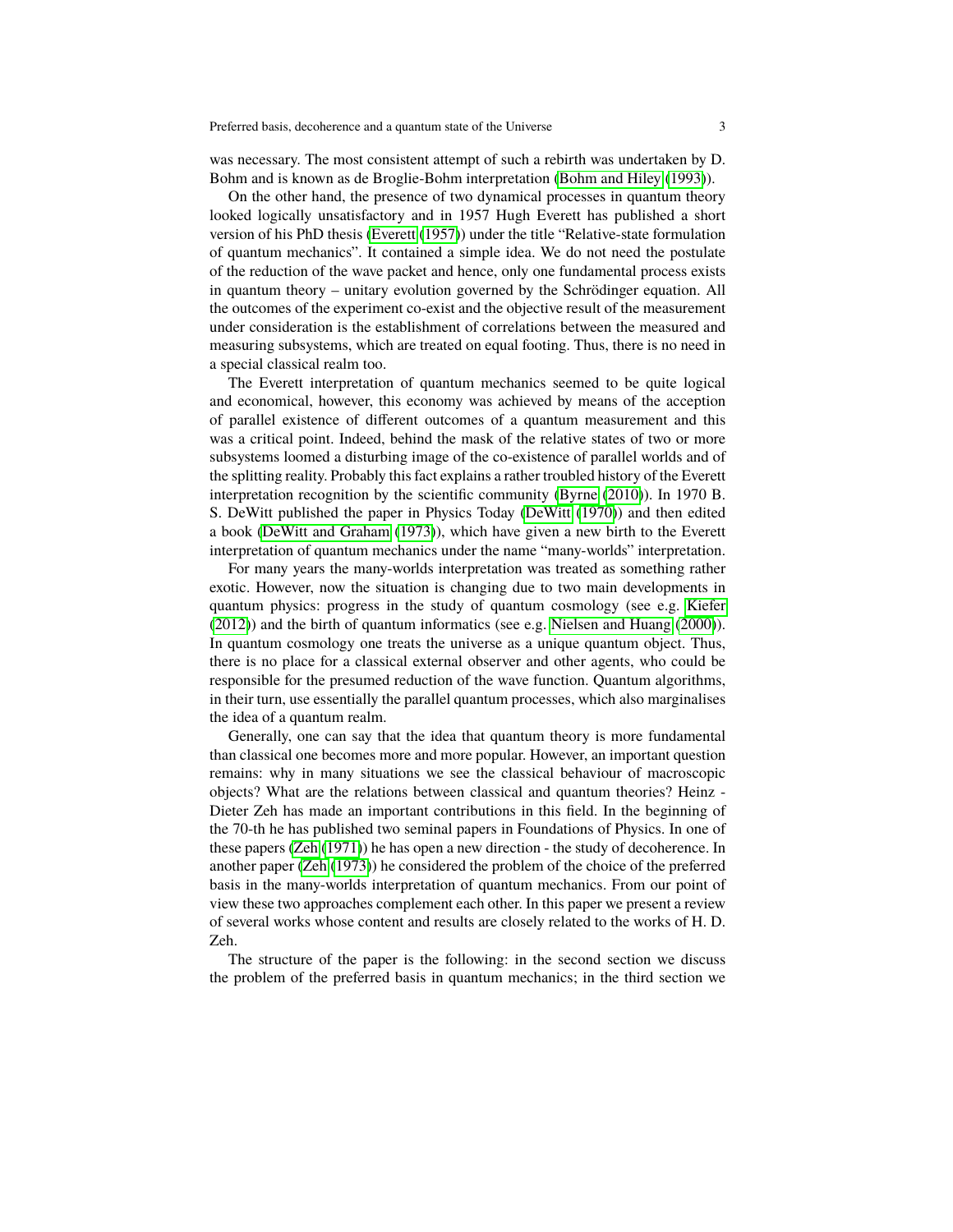was necessary. The most consistent attempt of such a rebirth was undertaken by D. Bohm and is known as de Broglie-Bohm interpretation (Bohm and Hiley (1993)).

On the other hand, the presence of two dynamical processes in quantum theory looked logically unsatisfactory and in 1957 Hugh Everett has published a short version of his PhD thesis (Everett (1957)) under the title "Relative-state formulation of quantum mechanics". It contained a simple idea. We do not need the postulate of the reduction of the wave packet and hence, only one fundamental process exists in quantum theory – unitary evolution governed by the Schrödinger equation. All the outcomes of the experiment co-exist and the objective result of the measurement under consideration is the establishment of correlations between the measured and measuring subsystems, which are treated on equal footing. Thus, there is no need in a special classical realm too.

The Everett interpretation of quantum mechanics seemed to be quite logical and economical, however, this economy was achieved by means of the acception of parallel existence of different outcomes of a quantum measurement and this was a critical point. Indeed, behind the mask of the relative states of two or more subsystems loomed a disturbing image of the co-existence of parallel worlds and of the splitting reality. Probably this fact explains a rather troubled history of the Everett interpretation recognition by the scientific community (Byrne (2010)). In 1970 B. S. DeWitt published the paper in Physics Today (DeWitt (1970)) and then edited a book (DeWitt and Graham (1973)), which have given a new birth to the Everett interpretation of quantum mechanics under the name "many-worlds" interpretation.

For many years the many-worlds interpretation was treated as something rather exotic. However, now the situation is changing due to two main developments in quantum physics: progress in the study of quantum cosmology (see e.g. Kiefer (2012)) and the birth of quantum informatics (see e.g. Nielsen and Huang (2000)). In quantum cosmology one treats the universe as a unique quantum object. Thus, there is no place for a classical external observer and other agents, who could be responsible for the presumed reduction of the wave function. Quantum algorithms, in their turn, use essentially the parallel quantum processes, which also marginalises the idea of a quantum realm.

Generally, one can say that the idea that quantum theory is more fundamental than classical one becomes more and more popular. However, an important question remains: why in many situations we see the classical behaviour of macroscopic objects? What are the relations between classical and quantum theories? Heinz - Dieter Zeh has made an important contributions in this field. In the beginning of the 70-th he has published two seminal papers in Foundations of Physics. In one of these papers (Zeh (1971)) he has open a new direction - the study of decoherence. In another paper (Zeh (1973)) he considered the problem of the choice of the preferred basis in the many-worlds interpretation of quantum mechanics. From our point of view these two approaches complement each other. In this paper we present a review of several works whose content and results are closely related to the works of H. D. Zeh.

The structure of the paper is the following: in the second section we discuss the problem of the preferred basis in quantum mechanics; in the third section we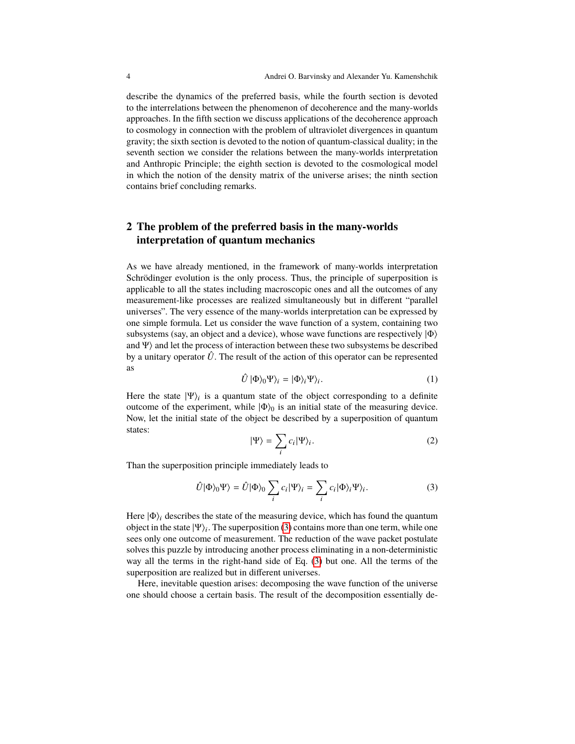describe the dynamics of the preferred basis, while the fourth section is devoted to the interrelations between the phenomenon of decoherence and the many-worlds approaches. In the fifth section we discuss applications of the decoherence approach to cosmology in connection with the problem of ultraviolet divergences in quantum gravity; the sixth section is devoted to the notion of quantum-classical duality; in the seventh section we consider the relations between the many-worlds interpretation and Anthropic Principle; the eighth section is devoted to the cosmological model in which the notion of the density matrix of the universe arises; the ninth section contains brief concluding remarks.

## 2 The problem of the preferred basis in the many-worlds interpretation of quantum mechanics

As we have already mentioned, in the framework of many-worlds interpretation Schrödinger evolution is the only process. Thus, the principle of superposition is applicable to all the states including macroscopic ones and all the outcomes of any measurement-like processes are realized simultaneously but in different "parallel universes". The very essence of the many-worlds interpretation can be expressed by one simple formula. Let us consider the wave function of a system, containing two subsystems (say, an object and a device), whose wave functions are respectively $|\Phi\rangle$ and $\Psi\rangle$ and let the process of interaction between these two subsystems be described by a unitary operator $\hat{U}$. The result of the action of this operator can be represented as

$$\hat{U}\,|\Phi\rangle_0\Psi\rangle_i = |\Phi\rangle_i\Psi\rangle_i. \tag{1}$$

Here the state $|\Psi\rangle_i$ is a quantum state of the object corresponding to a definite outcome of the experiment, while $|\Phi\rangle_0$ is an initial state of the measuring device. Now, let the initial state of the object be described by a superposition of quantum states:

$$|\Psi\rangle = \sum_i c_i|\Psi\rangle_i. \tag{2}$$

Than the superposition principle immediately leads to

$$\hat{U}|\Phi\rangle_0\Psi\rangle = \hat{U}|\Phi\rangle_0\sum_i c_i|\Psi\rangle_i = \sum_i c_i|\Phi\rangle_i\Psi\rangle_i. \tag{3}$$

Here $|\Phi\rangle_i$ describes the state of the measuring device, which has found the quantum object in the state $|\Psi\rangle_i$. The superposition (3) contains more than one term, while one sees only one outcome of measurement. The reduction of the wave packet postulate solves this puzzle by introducing another process eliminating in a non-deterministic way all the terms in the right-hand side of Eq. (3) but one. All the terms of the superposition are realized but in different universes.

Here, inevitable question arises: decomposing the wave function of the universe one should choose a certain basis. The result of the decomposition essentially de-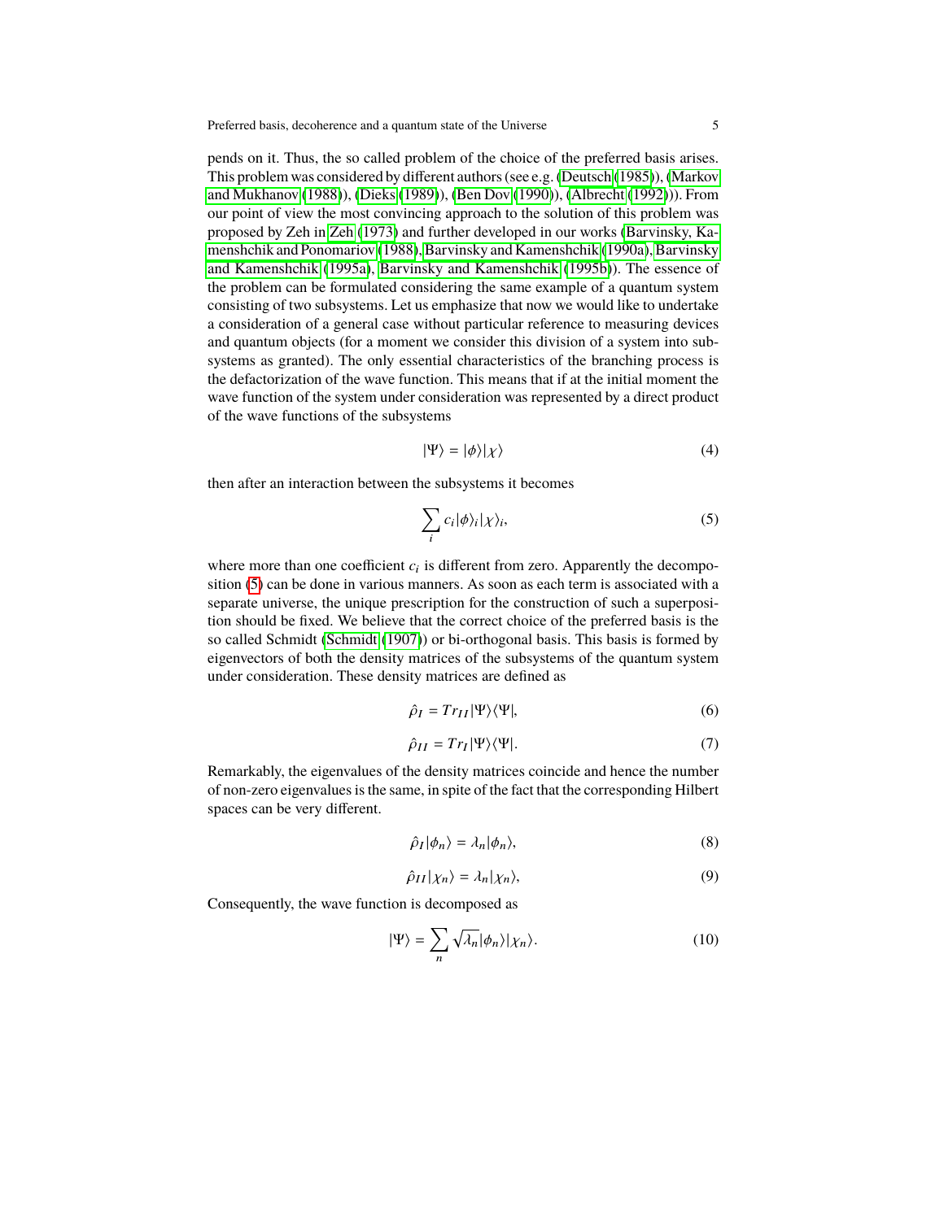pends on it. Thus, the so called problem of the choice of the preferred basis arises. This problem was considered by different authors (see e.g. (Deutsch (1985)), (Markov and Mukhanov (1988)), (Dieks (1989)), (Ben Dov (1990)), (Albrecht (1992))). From our point of view the most convincing approach to the solution of this problem was proposed by Zeh in Zeh (1973) and further developed in our works (Barvinsky, Kamenshchik and Ponomariov (1988), Barvinsky and Kamenshchik (1990a), Barvinsky and Kamenshchik (1995a), Barvinsky and Kamenshchik (1995b)). The essence of the problem can be formulated considering the same example of a quantum system consisting of two subsystems. Let us emphasize that now we would like to undertake a consideration of a general case without particular reference to measuring devices and quantum objects (for a moment we consider this division of a system into subsystems as granted). The only essential characteristics of the branching process is the defactorization of the wave function. This means that if at the initial moment the wave function of the system under consideration was represented by a direct product of the wave functions of the subsystems

$$|\Psi\rangle = |\phi\rangle|\chi\rangle \tag{4}$$

then after an interaction between the subsystems it becomes

$$\sum_i c_i |\phi\rangle_i |\chi\rangle_i, \tag{5}$$

where more than one coefficient $c_i$ is different from zero. Apparently the decomposition (5) can be done in various manners. As soon as each term is associated with a separate universe, the unique prescription for the construction of such a superposition should be fixed. We believe that the correct choice of the preferred basis is the so called Schmidt (Schmidt (1907)) or bi-orthogonal basis. This basis is formed by eigenvectors of both the density matrices of the subsystems of the quantum system under consideration. These density matrices are defined as

$$\hat{\rho}_I = Tr_{II} |\Psi\rangle\langle\Psi|, \tag{6}$$

$$\hat{\rho}_{II} = Tr_I |\Psi\rangle\langle\Psi|. \tag{7}$$

Remarkably, the eigenvalues of the density matrices coincide and hence the number of non-zero eigenvalues is the same, in spite of the fact that the corresponding Hilbert spaces can be very different.

$$\hat{\rho}_I |\phi_n\rangle = \lambda_n |\phi_n\rangle, \tag{8}$$

$$\hat{\rho}_{II} |\chi_n\rangle = \lambda_n |\chi_n\rangle, \tag{9}$$

Consequently, the wave function is decomposed as

$$|\Psi\rangle = \sum_n \sqrt{\lambda_n} |\phi_n\rangle |\chi_n\rangle. \tag{10}$$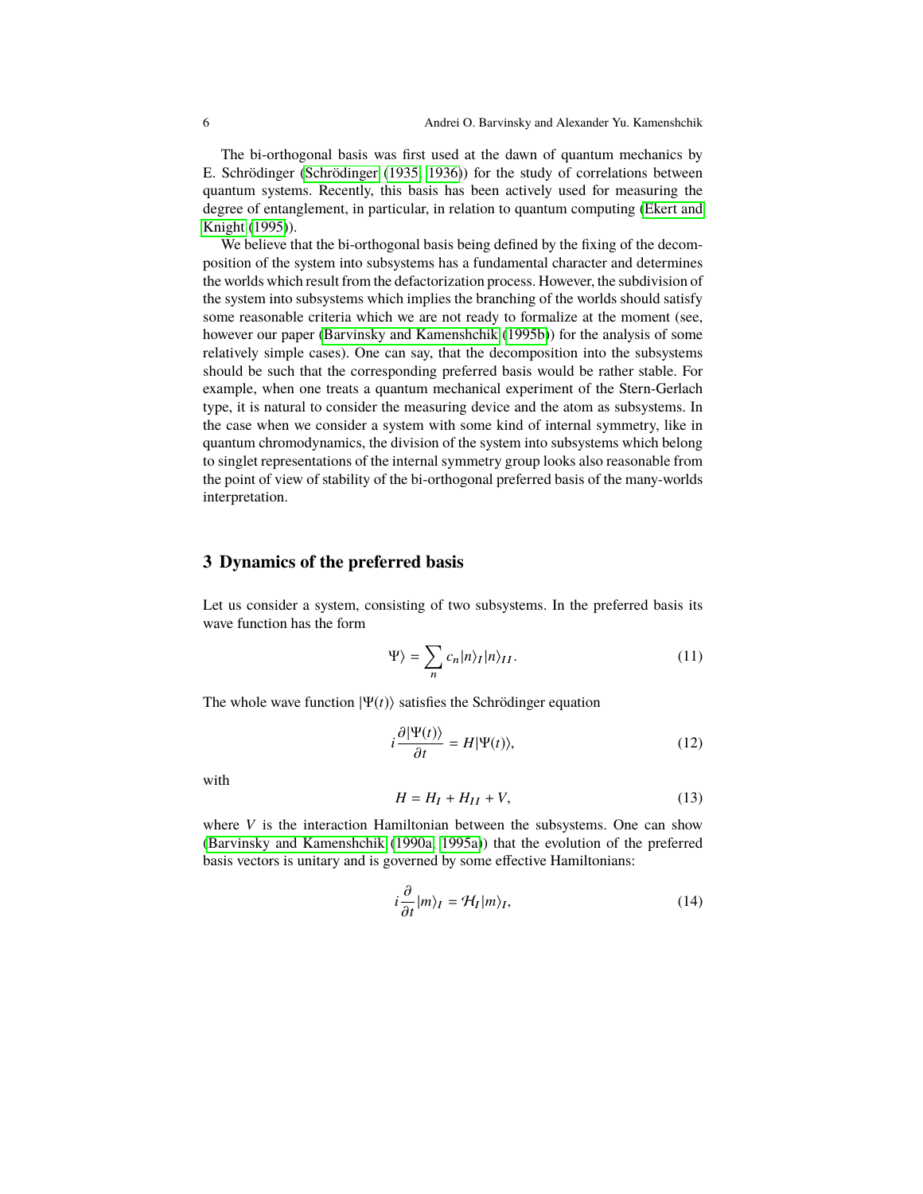The bi-orthogonal basis was first used at the dawn of quantum mechanics by E. Schrödinger (Schrödinger (1935, 1936)) for the study of correlations between quantum systems. Recently, this basis has been actively used for measuring the degree of entanglement, in particular, in relation to quantum computing (Ekert and Knight (1995)).

We believe that the bi-orthogonal basis being defined by the fixing of the decomposition of the system into subsystems has a fundamental character and determines the worlds which result from the defactorization process. However, the subdivision of the system into subsystems which implies the branching of the worlds should satisfy some reasonable criteria which we are not ready to formalize at the moment (see, however our paper (Barvinsky and Kamenshchik (1995b)) for the analysis of some relatively simple cases). One can say, that the decomposition into the subsystems should be such that the corresponding preferred basis would be rather stable. For example, when one treats a quantum mechanical experiment of the Stern-Gerlach type, it is natural to consider the measuring device and the atom as subsystems. In the case when we consider a system with some kind of internal symmetry, like in quantum chromodynamics, the division of the system into subsystems which belong to singlet representations of the internal symmetry group looks also reasonable from the point of view of stability of the bi-orthogonal preferred basis of the many-worlds interpretation.

## 3 Dynamics of the preferred basis

Let us consider a system, consisting of two subsystems. In the preferred basis its wave function has the form

$$\Psi\rangle = \sum_n c_n |n\rangle_I |n\rangle_{II}. \tag{11}$$

The whole wave function $|\Psi(t)\rangle$ satisfies the Schrödinger equation

$$i\frac{\partial|\Psi(t)\rangle}{\partial t} = H|\Psi(t)\rangle, \tag{12}$$

with

$$H = H_I + H_{II} + V, \tag{13}$$

where $V$ is the interaction Hamiltonian between the subsystems. One can show (Barvinsky and Kamenshchik (1990a, 1995a)) that the evolution of the preferred basis vectors is unitary and is governed by some effective Hamiltonians:

$$i\frac{\partial}{\partial t}|m\rangle_I = \mathcal{H}_I|m\rangle_I, \tag{14}$$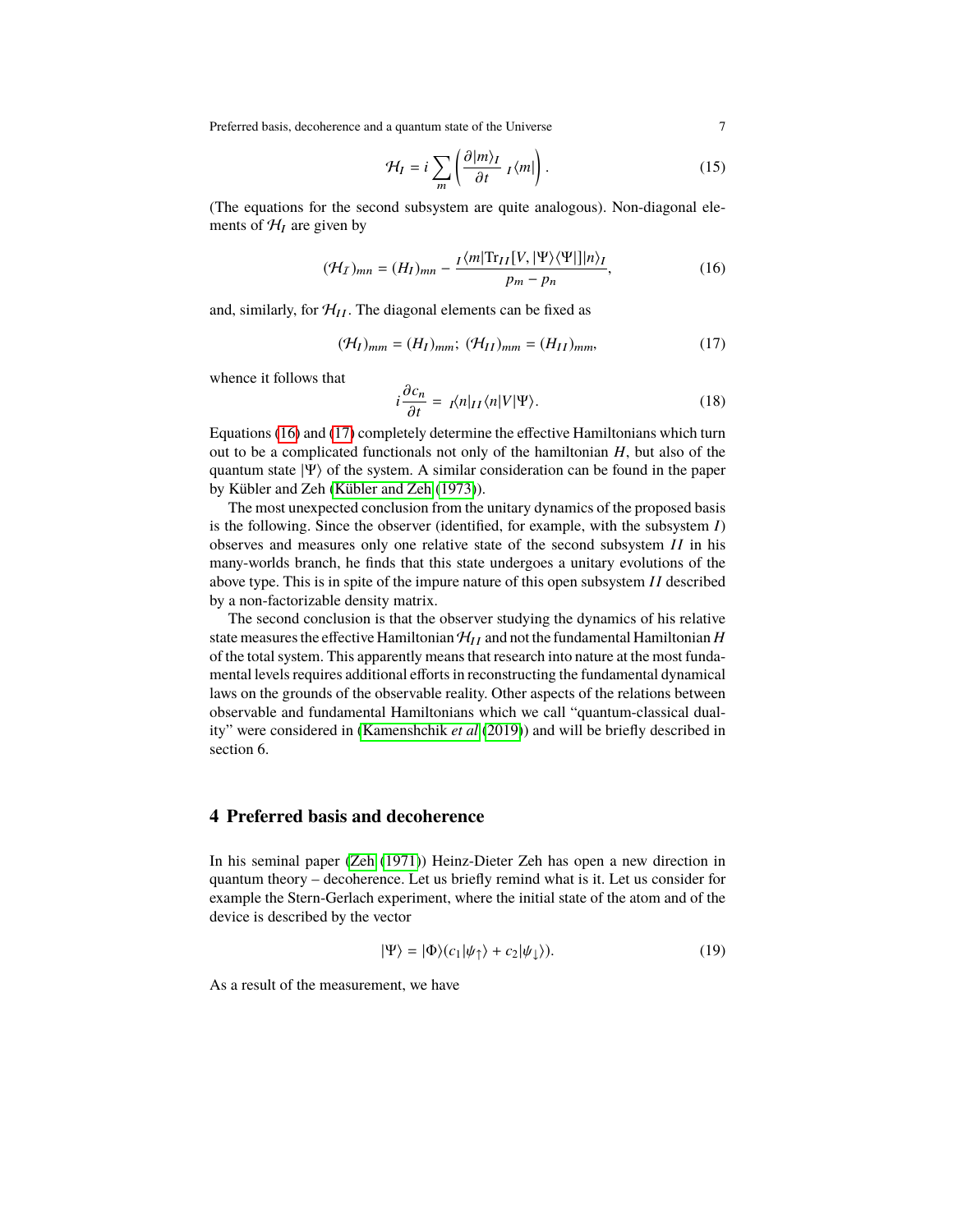$$\mathcal{H}_I = i \sum_m \left( \frac{\partial |m\rangle_I}{\partial t} \; {}_I\langle m| \right). \tag{15}$$

(The equations for the second subsystem are quite analogous). Non-diagonal elements of $\mathcal{H}_I$ are given by

$$(\mathcal{H}_I)_{mn} = (H_I)_{mn} - \frac{{}_I\langle m|\mathrm{Tr}_{II}[V, |\Psi\rangle\langle\Psi|]|n\rangle_I}{p_m - p_n}, \tag{16}$$

and, similarly, for $\mathcal{H}_{II}$. The diagonal elements can be fixed as

$$(\mathcal{H}_I)_{mm} = (H_I)_{mm};\; (\mathcal{H}_{II})_{mm} = (H_{II})_{mm}, \tag{17}$$

whence it follows that

$$i\frac{\partial c_n}{\partial t} = {}_I\langle n|_{II}\langle n|V|\Psi\rangle. \tag{18}$$

Equations (16) and (17) completely determine the effective Hamiltonians which turn out to be a complicated functionals not only of the hamiltonian $H$, but also of the quantum state $|\Psi\rangle$ of the system. A similar consideration can be found in the paper by Kübler and Zeh (Kübler and Zeh (1973)).

The most unexpected conclusion from the unitary dynamics of the proposed basis is the following. Since the observer (identified, for example, with the subsystem $I$) observes and measures only one relative state of the second subsystem $II$ in his many-worlds branch, he finds that this state undergoes a unitary evolutions of the above type. This is in spite of the impure nature of this open subsystem $II$ described by a non-factorizable density matrix.

The second conclusion is that the observer studying the dynamics of his relative state measures the effective Hamiltonian $\mathcal{H}_{II}$ and not the fundamental Hamiltonian $H$ of the total system. This apparently means that research into nature at the most fundamental levels requires additional efforts in reconstructing the fundamental dynamical laws on the grounds of the observable reality. Other aspects of the relations between observable and fundamental Hamiltonians which we call "quantum-classical duality" were considered in (Kamenshchik *et al* (2019)) and will be briefly described in section 6.

## 4 Preferred basis and decoherence

In his seminal paper (Zeh (1971)) Heinz-Dieter Zeh has open a new direction in quantum theory – decoherence. Let us briefly remind what is it. Let us consider for example the Stern-Gerlach experiment, where the initial state of the atom and of the device is described by the vector

$$|\Psi\rangle = |\Phi\rangle(c_1|\psi_\uparrow\rangle + c_2|\psi_\downarrow\rangle). \tag{19}$$

As a result of the measurement, we have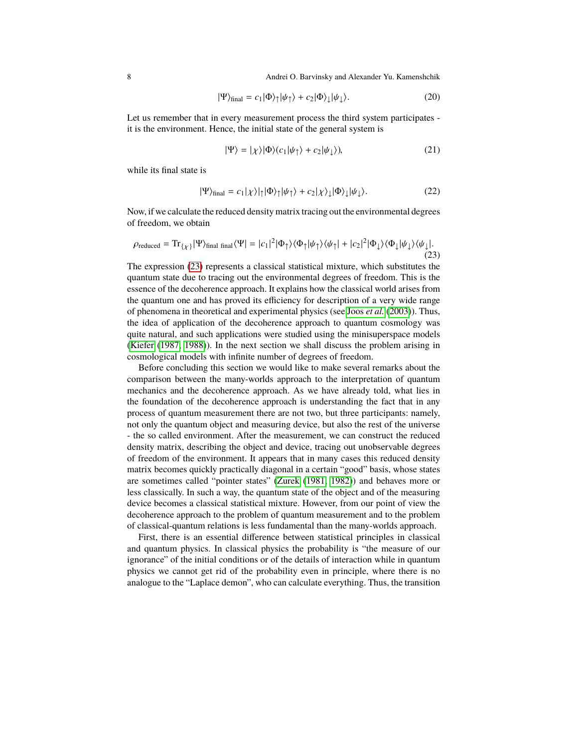$$|\Psi\rangle_{\rm final} = c_1|\Phi\rangle_\uparrow|\psi_\uparrow\rangle + c_2|\Phi\rangle_\downarrow|\psi_\downarrow\rangle. \tag{20}$$

Let us remember that in every measurement process the third system participates - it is the environment. Hence, the initial state of the general system is

$$|\Psi\rangle = |\chi\rangle|\Phi\rangle(c_1|\psi_\uparrow\rangle + c_2|\psi_\downarrow\rangle), \tag{21}$$

while its final state is

$$|\Psi\rangle_{\rm final} = c_1|\chi\rangle|_\uparrow|\Phi\rangle_\uparrow|\psi_\uparrow\rangle + c_2|\chi\rangle_\downarrow|\Phi\rangle_\downarrow|\psi_\downarrow\rangle. \tag{22}$$

Now, if we calculate the reduced density matrix tracing out the environmental degrees of freedom, we obtain

$$\rho_{\rm reduced} = {\rm Tr}_{\{\chi\}}|\Psi\rangle_{\rm final\ final}\langle\Psi| = |c_1|^2|\Phi_\uparrow\rangle\langle\Phi_\uparrow|\psi_\uparrow\rangle\langle\psi_\uparrow| + |c_2|^2|\Phi_\downarrow\rangle\langle\Phi_\downarrow|\psi_\downarrow\rangle\langle\psi_\downarrow|. \tag{23}$$

The expression (23) represents a classical statistical mixture, which substitutes the quantum state due to tracing out the environmental degrees of freedom. This is the essence of the decoherence approach. It explains how the classical world arises from the quantum one and has proved its efficiency for description of a very wide range of phenomena in theoretical and experimental physics (see Joos *et al.* (2003)). Thus, the idea of application of the decoherence approach to quantum cosmology was quite natural, and such applications were studied using the minisuperspace models (Kiefer (1987, 1988)). In the next section we shall discuss the problem arising in cosmological models with infinite number of degrees of freedom.

Before concluding this section we would like to make several remarks about the comparison between the many-worlds approach to the interpretation of quantum mechanics and the decoherence approach. As we have already told, what lies in the foundation of the decoherence approach is understanding the fact that in any process of quantum measurement there are not two, but three participants: namely, not only the quantum object and measuring device, but also the rest of the universe - the so called environment. After the measurement, we can construct the reduced density matrix, describing the object and device, tracing out unobservable degrees of freedom of the environment. It appears that in many cases this reduced density matrix becomes quickly practically diagonal in a certain "good" basis, whose states are sometimes called "pointer states" (Zurek (1981, 1982)) and behaves more or less classically. In such a way, the quantum state of the object and of the measuring device becomes a classical statistical mixture. However, from our point of view the decoherence approach to the problem of quantum measurement and to the problem of classical-quantum relations is less fundamental than the many-worlds approach.

First, there is an essential difference between statistical principles in classical and quantum physics. In classical physics the probability is "the measure of our ignorance" of the initial conditions or of the details of interaction while in quantum physics we cannot get rid of the probability even in principle, where there is no analogue to the "Laplace demon", who can calculate everything. Thus, the transition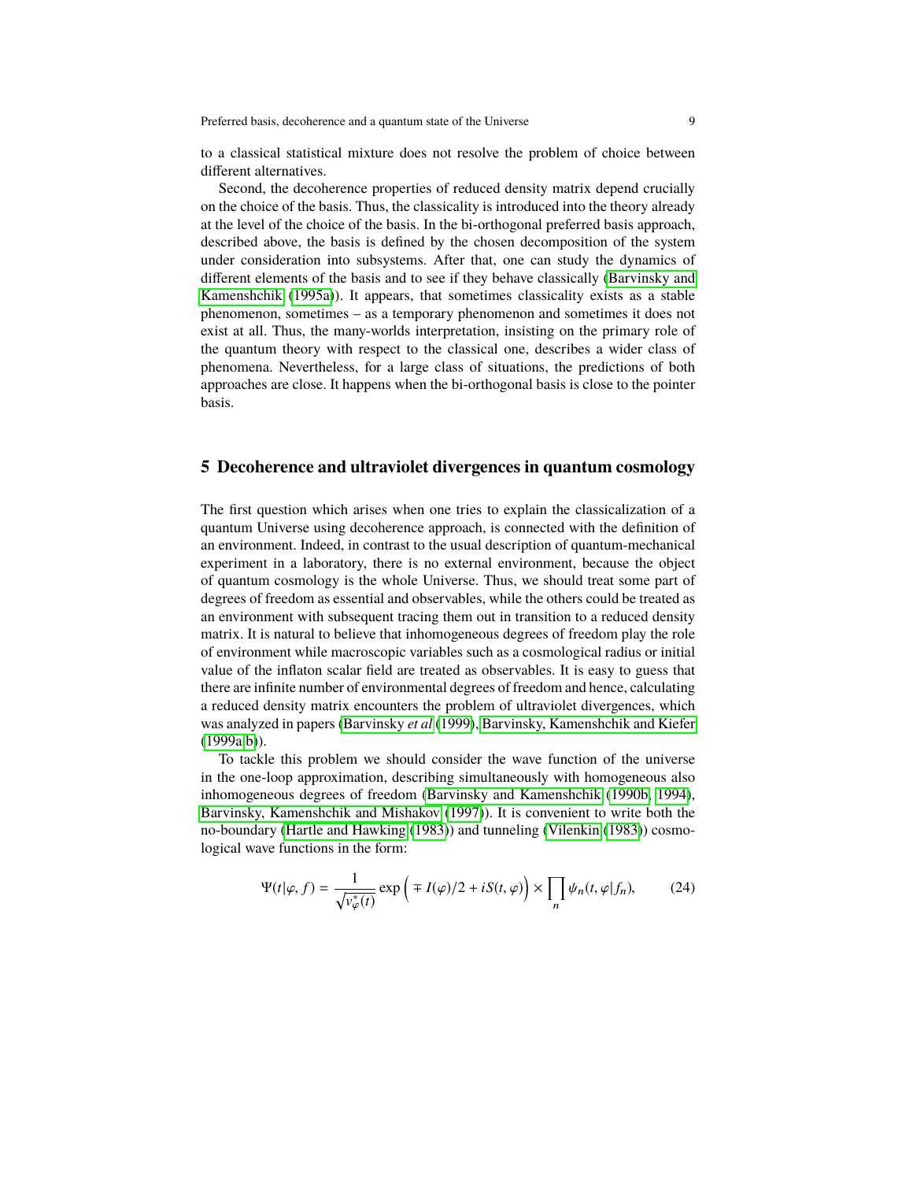to a classical statistical mixture does not resolve the problem of choice between different alternatives.

Second, the decoherence properties of reduced density matrix depend crucially on the choice of the basis. Thus, the classicality is introduced into the theory already at the level of the choice of the basis. In the bi-orthogonal preferred basis approach, described above, the basis is defined by the chosen decomposition of the system under consideration into subsystems. After that, one can study the dynamics of different elements of the basis and to see if they behave classically (Barvinsky and Kamenshchik (1995a)). It appears, that sometimes classicality exists as a stable phenomenon, sometimes – as a temporary phenomenon and sometimes it does not exist at all. Thus, the many-worlds interpretation, insisting on the primary role of the quantum theory with respect to the classical one, describes a wider class of phenomena. Nevertheless, for a large class of situations, the predictions of both approaches are close. It happens when the bi-orthogonal basis is close to the pointer basis.

## 5 Decoherence and ultraviolet divergences in quantum cosmology

The first question which arises when one tries to explain the classicalization of a quantum Universe using decoherence approach, is connected with the definition of an environment. Indeed, in contrast to the usual description of quantum-mechanical experiment in a laboratory, there is no external environment, because the object of quantum cosmology is the whole Universe. Thus, we should treat some part of degrees of freedom as essential and observables, while the others could be treated as an environment with subsequent tracing them out in transition to a reduced density matrix. It is natural to believe that inhomogeneous degrees of freedom play the role of environment while macroscopic variables such as a cosmological radius or initial value of the inflaton scalar field are treated as observables. It is easy to guess that there are infinite number of environmental degrees of freedom and hence, calculating a reduced density matrix encounters the problem of ultraviolet divergences, which was analyzed in papers (Barvinsky *et al* (1999), Barvinsky, Kamenshchik and Kiefer (1999a,b)).

To tackle this problem we should consider the wave function of the universe in the one-loop approximation, describing simultaneously with homogeneous also inhomogeneous degrees of freedom (Barvinsky and Kamenshchik (1990b, 1994), Barvinsky, Kamenshchik and Mishakov (1997)). It is convenient to write both the no-boundary (Hartle and Hawking (1983)) and tunneling (Vilenkin (1983)) cosmological wave functions in the form:

$$\Psi(t|\varphi, f) = \frac{1}{\sqrt{v_\varphi^*(t)}} \exp\Big( \mp I(\varphi)/2 + iS(t,\varphi)\Big) \times \prod_n \psi_n(t,\varphi|f_n), \qquad (24)$$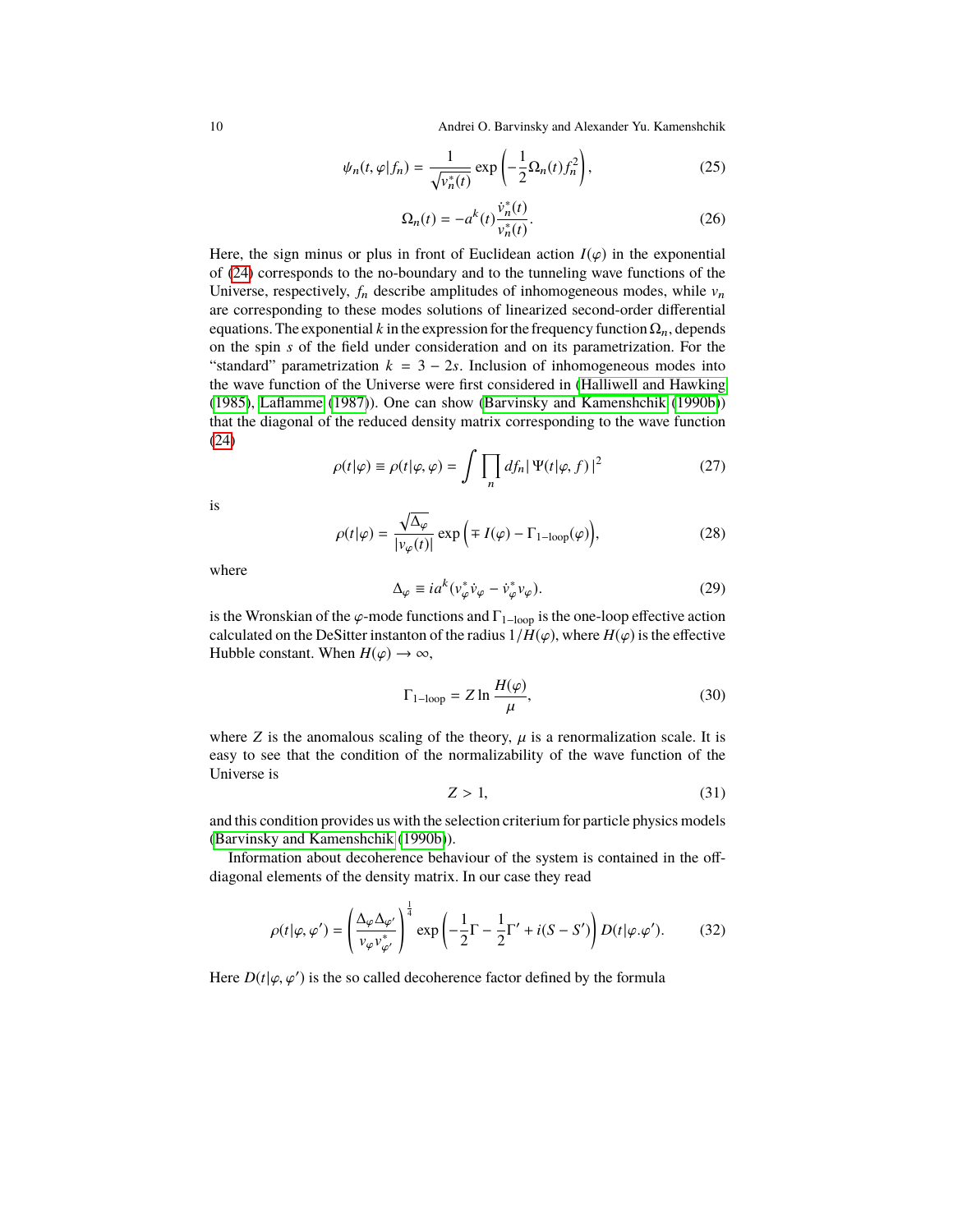$$\psi_n(t,\varphi|f_n) = \frac{1}{\sqrt{v_n^*(t)}} \exp\left(-\frac{1}{2}\Omega_n(t) f_n^2\right), \tag{25}$$

$$\Omega_n(t) = -a^k(t) \frac{\dot{v}_n^*(t)}{v_n^*(t)}. \tag{26}$$

Here, the sign minus or plus in front of Euclidean action $I(\varphi)$ in the exponential of (24) corresponds to the no-boundary and to the tunneling wave functions of the Universe, respectively, $f_n$ describe amplitudes of inhomogeneous modes, while $v_n$ are corresponding to these modes solutions of linearized second-order differential equations. The exponential $k$ in the expression for the frequency function $\Omega_n$, depends on the spin $s$ of the field under consideration and on its parametrization. For the "standard" parametrization $k = 3 - 2s$. Inclusion of inhomogeneous modes into the wave function of the Universe were first considered in (Halliwell and Hawking (1985), Laflamme (1987)). One can show (Barvinsky and Kamenshchik (1990b)) that the diagonal of the reduced density matrix corresponding to the wave function (24)

$$\rho(t|\varphi) \equiv \rho(t|\varphi,\varphi) = \int \prod_n df_n |\,\Psi(t|\varphi,f)\,|^2 \tag{27}$$

is

$$\rho(t|\varphi) = \frac{\sqrt{\Delta_\varphi}}{|v_\varphi(t)|} \exp\Big(\mp I(\varphi) - \Gamma_{1-\mathrm{loop}}(\varphi)\Big), \tag{28}$$

where

$$\Delta_\varphi \equiv i a^k (v_\varphi^* \dot{v}_\varphi - \dot{v}_\varphi^* v_\varphi). \tag{29}$$

is the Wronskian of the $\varphi$-mode functions and $\Gamma_{1-\mathrm{loop}}$ is the one-loop effective action calculated on the DeSitter instanton of the radius $1/H(\varphi)$, where $H(\varphi)$ is the effective Hubble constant. When $H(\varphi) \to \infty$,

$$\Gamma_{1-\mathrm{loop}} = Z \ln \frac{H(\varphi)}{\mu}, \tag{30}$$

where $Z$ is the anomalous scaling of the theory, $\mu$ is a renormalization scale. It is easy to see that the condition of the normalizability of the wave function of the Universe is

$$Z > 1, \tag{31}$$

and this condition provides us with the selection criterium for particle physics models (Barvinsky and Kamenshchik (1990b)).

Information about decoherence behaviour of the system is contained in the off-diagonal elements of the density matrix. In our case they read

$$\rho(t|\varphi,\varphi') = \left(\frac{\Delta_\varphi \Delta_{\varphi'}}{v_\varphi v_{\varphi'}^*}\right)^{\frac{1}{4}} \exp\left(-\frac{1}{2}\Gamma - \frac{1}{2}\Gamma' + i(S - S')\right) D(t|\varphi.\varphi'). \tag{32}$$

Here $D(t|\varphi,\varphi')$ is the so called decoherence factor defined by the formula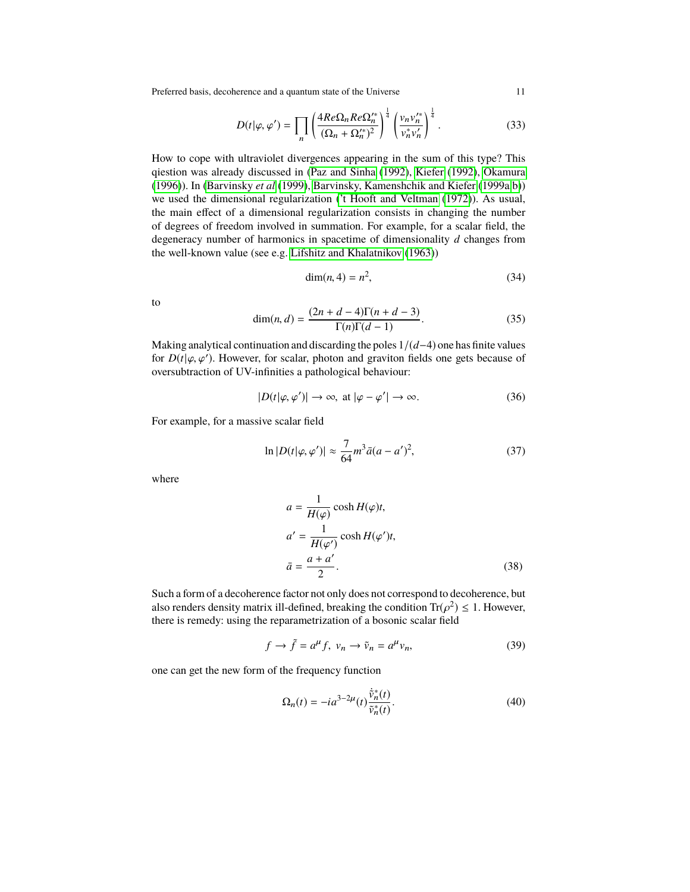$$D(t|\varphi,\varphi') = \prod_n \left(\frac{4Re\Omega_n Re\Omega_n'^*}{(\Omega_n + \Omega_n'^*)^2}\right)^{\frac{1}{4}} \left(\frac{v_n v_n'^*}{v_n^* v_n'}\right)^{\frac{1}{4}}. \tag{33}$$

How to cope with ultraviolet divergences appearing in the sum of this type? This qiestion was already discussed in (Paz and Sinha (1992), Kiefer (1992), Okamura (1996)). In (Barvinsky *et al* (1999), Barvinsky, Kamenshchik and Kiefer (1999a,b)) we used the dimensional regularization ('t Hooft and Veltman (1972)). As usual, the main effect of a dimensional regularization consists in changing the number of degrees of freedom involved in summation. For example, for a scalar field, the degeneracy number of harmonics in spacetime of dimensionality $d$ changes from the well-known value (see e.g. Lifshitz and Khalatnikov (1963))

$$\dim(n,4) = n^2, \tag{34}$$

to

$$\dim(n,d) = \frac{(2n+d-4)\Gamma(n+d-3)}{\Gamma(n)\Gamma(d-1)}. \tag{35}$$

Making analytical continuation and discarding the poles $1/(d-4)$ one has finite values for $D(t|\varphi,\varphi')$. However, for scalar, photon and graviton fields one gets because of oversubtraction of UV-infinities a pathological behaviour:

$$|D(t|\varphi,\varphi')| \to \infty, \text{ at } |\varphi - \varphi'| \to \infty. \tag{36}$$

For example, for a massive scalar field

$$\ln|D(t|\varphi,\varphi')| \approx \frac{7}{64} m^3 \bar{a}(a-a')^2, \tag{37}$$

where

$$\begin{aligned} a &= \frac{1}{H(\varphi)} \cosh H(\varphi)t, \\ a' &= \frac{1}{H(\varphi')} \cosh H(\varphi')t, \\ \bar{a} &= \frac{a+a'}{2}. \end{aligned} \tag{38}$$

Such a form of a decoherence factor not only does not correspond to decoherence, but also renders density matrix ill-defined, breaking the condition $\mathrm{Tr}(\rho^2) \leq 1$. However, there is remedy: using the reparametrization of a bosonic scalar field

$$f \to \tilde{f} = a^\mu f, \; v_n \to \tilde{v}_n = a^\mu v_n, \tag{39}$$

one can get the new form of the frequency function

$$\Omega_n(t) = -ia^{3-2\mu}(t)\frac{\dot{\tilde{v}}_n^*(t)}{\tilde{v}_n^*(t)}. \tag{40}$$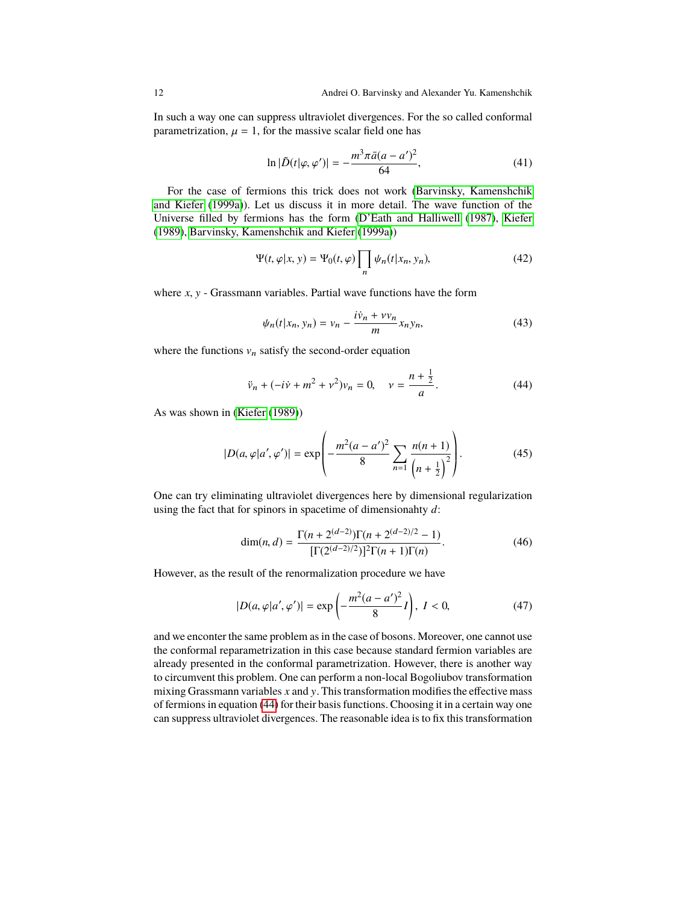In such a way one can suppress ultraviolet divergences. For the so called conformal parametrization, $\mu = 1$, for the massive scalar field one has

$$\ln |\tilde{D}(t|\varphi, \varphi')| = -\frac{m^3 \pi \bar{a}(a - a')^2}{64}, \tag{41}$$

For the case of fermions this trick does not work (Barvinsky, Kamenshchik and Kiefer (1999a)). Let us discuss it in more detail. The wave function of the Universe filled by fermions has the form (D'Eath and Halliwell (1987), Kiefer (1989), Barvinsky, Kamenshchik and Kiefer (1999a))

$$\Psi(t, \varphi|x, y) = \Psi_0(t, \varphi) \prod_n \psi_n(t|x_n, y_n), \tag{42}$$

where $x$, $y$ - Grassmann variables. Partial wave functions have the form

$$\psi_n(t|x_n, y_n) = v_n - \frac{i\dot{v}_n + \nu v_n}{m} x_n y_n, \tag{43}$$

where the functions $v_n$ satisfy the second-order equation

$$\ddot{v}_n + (-i\dot{\nu} + m^2 + \nu^2)v_n = 0, \quad \nu = \frac{n + \frac{1}{2}}{a}. \tag{44}$$

As was shown in (Kiefer (1989))

$$|D(a, \varphi|a', \varphi')| = \exp\left(-\frac{m^2(a - a')^2}{8} \sum_{n=1} \frac{n(n+1)}{\left(n + \frac{1}{2}\right)^2}\right). \tag{45}$$

One can try eliminating ultraviolet divergences here by dimensional regularization using the fact that for spinors in spacetime of dimensionahty $d$:

$$\dim(n, d) = \frac{\Gamma(n + 2^{(d-2)})\Gamma(n + 2^{(d-2)/2} - 1)}{[\Gamma(2^{(d-2)/2})]^2 \Gamma(n+1)\Gamma(n)}. \tag{46}$$

However, as the result of the renormalization procedure we have

$$|D(a, \varphi|a', \varphi')| = \exp\left(-\frac{m^2(a - a')^2}{8} I\right), \ I < 0, \tag{47}$$

and we enconter the same problem as in the case of bosons. Moreover, one cannot use the conformal reparametrization in this case because standard fermion variables are already presented in the conformal parametrization. However, there is another way to circumvent this problem. One can perform a non-local Bogoliubov transformation mixing Grassmann variables $x$ and $y$. This transformation modifies the effective mass of fermions in equation (44) for their basis functions. Choosing it in a certain way one can suppress ultraviolet divergences. The reasonable idea is to fix this transformation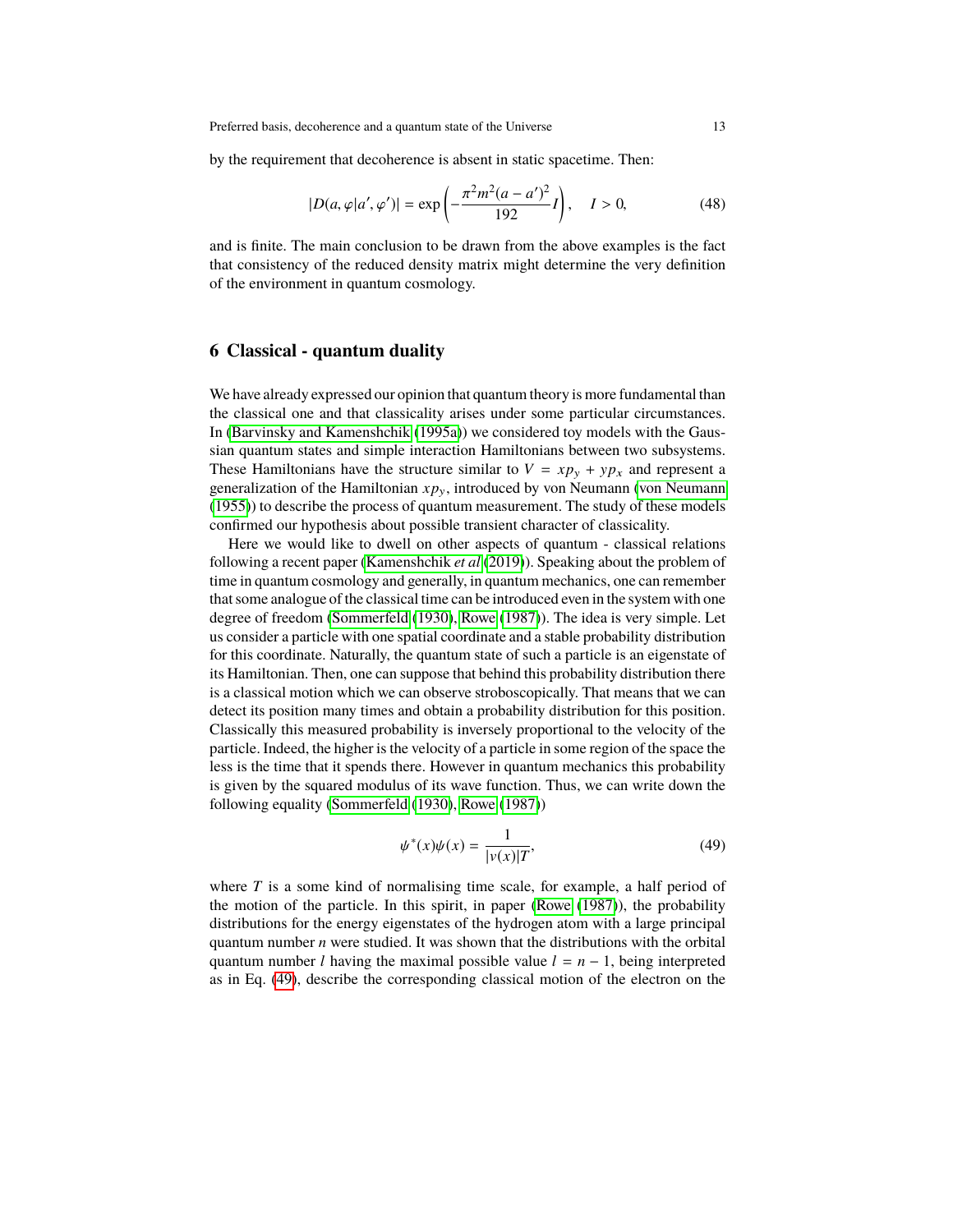by the requirement that decoherence is absent in static spacetime. Then:

$$|D(a, \varphi|a', \varphi')| = \exp\left(-\frac{\pi^2 m^2 (a - a')^2}{192} I\right), \quad I > 0, \tag{48}$$

and is finite. The main conclusion to be drawn from the above examples is the fact that consistency of the reduced density matrix might determine the very definition of the environment in quantum cosmology.

## 6 Classical - quantum duality

We have already expressed our opinion that quantum theory is more fundamental than the classical one and that classicality arises under some particular circumstances. In (Barvinsky and Kamenshchik (1995a)) we considered toy models with the Gaussian quantum states and simple interaction Hamiltonians between two subsystems. These Hamiltonians have the structure similar to $V = xp_y + yp_x$ and represent a generalization of the Hamiltonian $xp_y$, introduced by von Neumann (von Neumann (1955)) to describe the process of quantum measurement. The study of these models confirmed our hypothesis about possible transient character of classicality.

Here we would like to dwell on other aspects of quantum - classical relations following a recent paper (Kamenshchik *et al* (2019)). Speaking about the problem of time in quantum cosmology and generally, in quantum mechanics, one can remember that some analogue of the classical time can be introduced even in the system with one degree of freedom (Sommerfeld (1930), Rowe (1987)). The idea is very simple. Let us consider a particle with one spatial coordinate and a stable probability distribution for this coordinate. Naturally, the quantum state of such a particle is an eigenstate of its Hamiltonian. Then, one can suppose that behind this probability distribution there is a classical motion which we can observe stroboscopically. That means that we can detect its position many times and obtain a probability distribution for this position. Classically this measured probability is inversely proportional to the velocity of the particle. Indeed, the higher is the velocity of a particle in some region of the space the less is the time that it spends there. However in quantum mechanics this probability is given by the squared modulus of its wave function. Thus, we can write down the following equality (Sommerfeld (1930), Rowe (1987))

$$\psi^*(x)\psi(x) = \frac{1}{|v(x)|T}, \tag{49}$$

where $T$ is a some kind of normalising time scale, for example, a half period of the motion of the particle. In this spirit, in paper (Rowe (1987)), the probability distributions for the energy eigenstates of the hydrogen atom with a large principal quantum number $n$ were studied. It was shown that the distributions with the orbital quantum number $l$ having the maximal possible value $l = n - 1$, being interpreted as in Eq. (49), describe the corresponding classical motion of the electron on the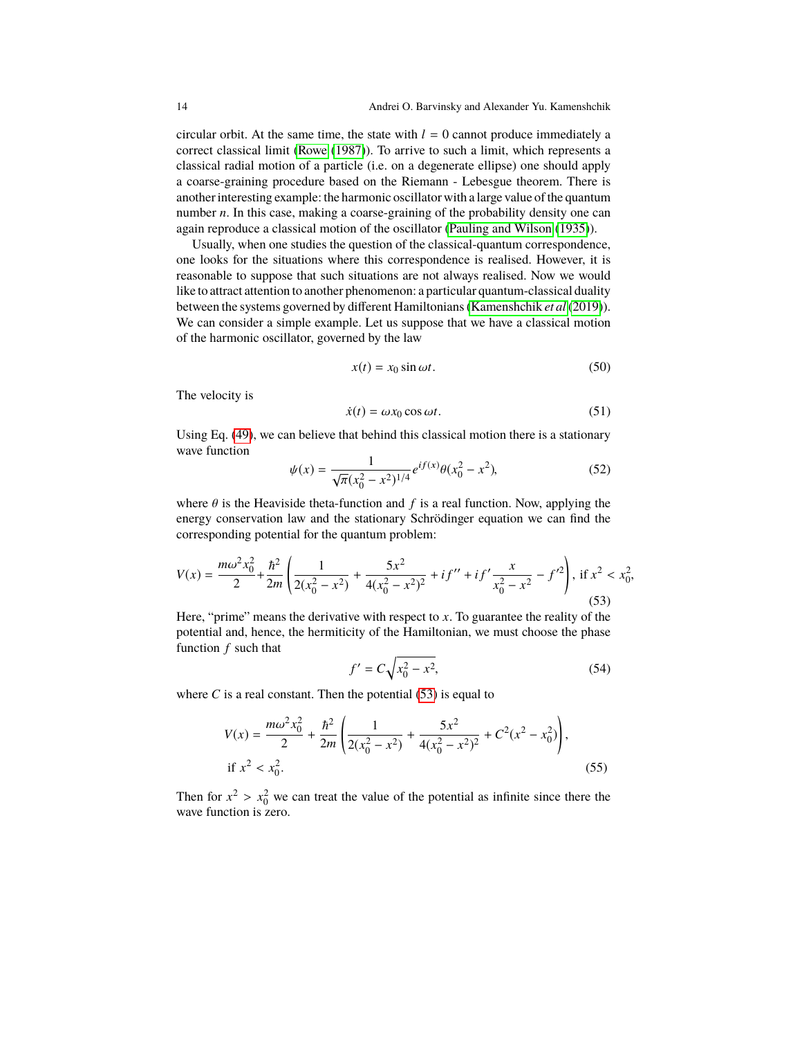circular orbit. At the same time, the state with $l = 0$ cannot produce immediately a correct classical limit (Rowe (1987)). To arrive to such a limit, which represents a classical radial motion of a particle (i.e. on a degenerate ellipse) one should apply a coarse-graining procedure based on the Riemann - Lebesgue theorem. There is another interesting example: the harmonic oscillator with a large value of the quantum number $n$. In this case, making a coarse-graining of the probability density one can again reproduce a classical motion of the oscillator (Pauling and Wilson (1935)).

Usually, when one studies the question of the classical-quantum correspondence, one looks for the situations where this correspondence is realised. However, it is reasonable to suppose that such situations are not always realised. Now we would like to attract attention to another phenomenon: a particular quantum-classical duality between the systems governed by different Hamiltonians (Kamenshchik *et al* (2019)). We can consider a simple example. Let us suppose that we have a classical motion of the harmonic oscillator, governed by the law

$$x(t) = x_0 \sin \omega t. \tag{50}$$

The velocity is

$$\dot{x}(t) = \omega x_0 \cos \omega t. \tag{51}$$

Using Eq. (49), we can believe that behind this classical motion there is a stationary wave function

$$\psi(x) = \frac{1}{\sqrt{\pi}(x_0^2 - x^2)^{1/4}} e^{if(x)} \theta(x_0^2 - x^2), \tag{52}$$

where $\theta$ is the Heaviside theta-function and $f$ is a real function. Now, applying the energy conservation law and the stationary Schrödinger equation we can find the corresponding potential for the quantum problem:

$$V(x) = \frac{m\omega^2 x_0^2}{2} + \frac{\hbar^2}{2m}\left(\frac{1}{2(x_0^2 - x^2)} + \frac{5x^2}{4(x_0^2 - x^2)^2} + if'' + if'\frac{x}{x_0^2 - x^2} - f'^2\right), \text{ if } x^2 < x_0^2, \tag{53}$$

Here, "prime" means the derivative with respect to $x$. To guarantee the reality of the potential and, hence, the hermiticity of the Hamiltonian, we must choose the phase function $f$ such that

$$f' = C\sqrt{x_0^2 - x^2}, \tag{54}$$

where $C$ is a real constant. Then the potential (53) is equal to

$$V(x) = \frac{m\omega^2 x_0^2}{2} + \frac{\hbar^2}{2m}\left(\frac{1}{2(x_0^2 - x^2)} + \frac{5x^2}{4(x_0^2 - x^2)^2} + C^2(x^2 - x_0^2)\right), \quad \text{if } x^2 < x_0^2. \tag{55}$$

Then for $x^2 > x_0^2$ we can treat the value of the potential as infinite since there the wave function is zero.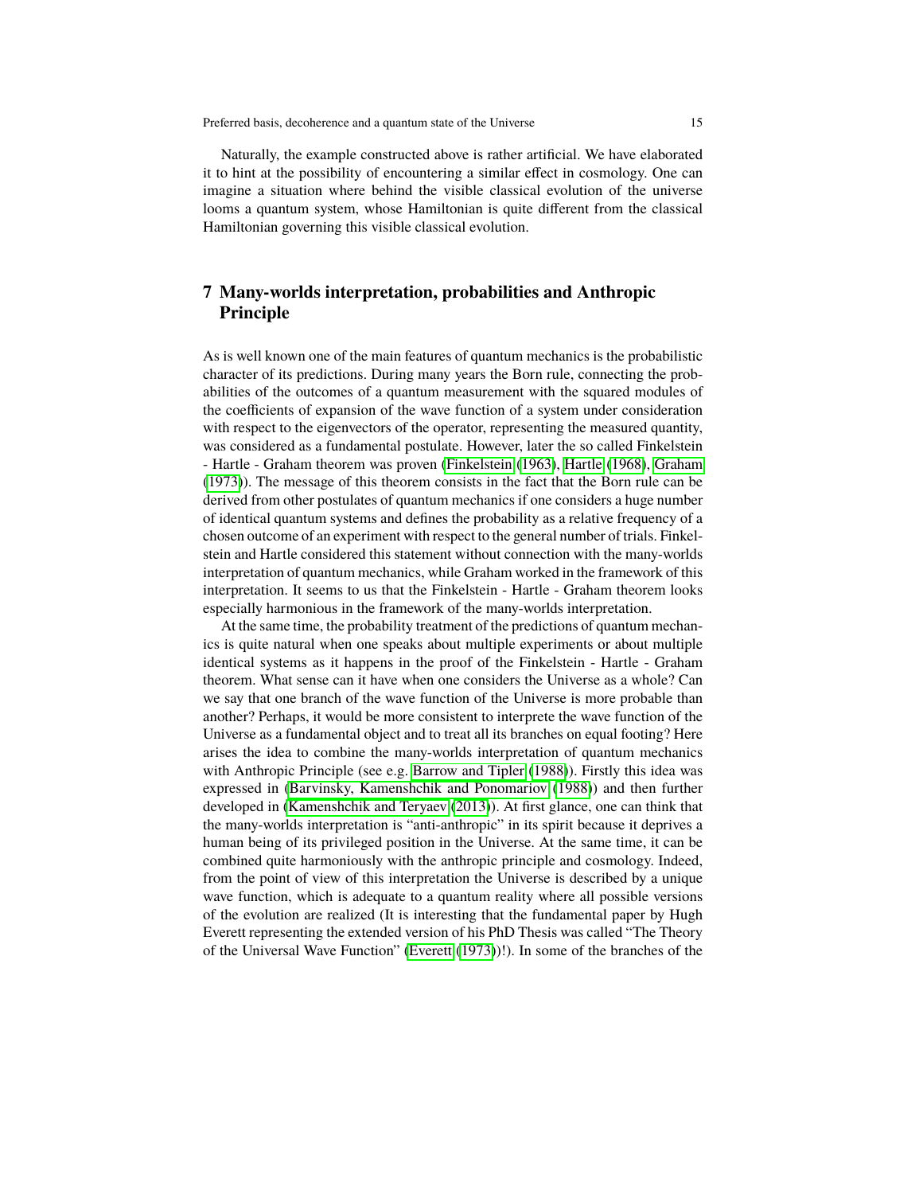Naturally, the example constructed above is rather artificial. We have elaborated it to hint at the possibility of encountering a similar effect in cosmology. One can imagine a situation where behind the visible classical evolution of the universe looms a quantum system, whose Hamiltonian is quite different from the classical Hamiltonian governing this visible classical evolution.

## 7 Many-worlds interpretation, probabilities and Anthropic Principle

As is well known one of the main features of quantum mechanics is the probabilistic character of its predictions. During many years the Born rule, connecting the probabilities of the outcomes of a quantum measurement with the squared modules of the coefficients of expansion of the wave function of a system under consideration with respect to the eigenvectors of the operator, representing the measured quantity, was considered as a fundamental postulate. However, later the so called Finkelstein - Hartle - Graham theorem was proven (Finkelstein (1963), Hartle (1968), Graham (1973)). The message of this theorem consists in the fact that the Born rule can be derived from other postulates of quantum mechanics if one considers a huge number of identical quantum systems and defines the probability as a relative frequency of a chosen outcome of an experiment with respect to the general number of trials. Finkelstein and Hartle considered this statement without connection with the many-worlds interpretation of quantum mechanics, while Graham worked in the framework of this interpretation. It seems to us that the Finkelstein - Hartle - Graham theorem looks especially harmonious in the framework of the many-worlds interpretation.

At the same time, the probability treatment of the predictions of quantum mechanics is quite natural when one speaks about multiple experiments or about multiple identical systems as it happens in the proof of the Finkelstein - Hartle - Graham theorem. What sense can it have when one considers the Universe as a whole? Can we say that one branch of the wave function of the Universe is more probable than another? Perhaps, it would be more consistent to interprete the wave function of the Universe as a fundamental object and to treat all its branches on equal footing? Here arises the idea to combine the many-worlds interpretation of quantum mechanics with Anthropic Principle (see e.g. Barrow and Tipler (1988)). Firstly this idea was expressed in (Barvinsky, Kamenshchik and Ponomariov (1988)) and then further developed in (Kamenshchik and Teryaev (2013)). At first glance, one can think that the many-worlds interpretation is "anti-anthropic" in its spirit because it deprives a human being of its privileged position in the Universe. At the same time, it can be combined quite harmoniously with the anthropic principle and cosmology. Indeed, from the point of view of this interpretation the Universe is described by a unique wave function, which is adequate to a quantum reality where all possible versions of the evolution are realized (It is interesting that the fundamental paper by Hugh Everett representing the extended version of his PhD Thesis was called "The Theory of the Universal Wave Function" (Everett (1973))!). In some of the branches of the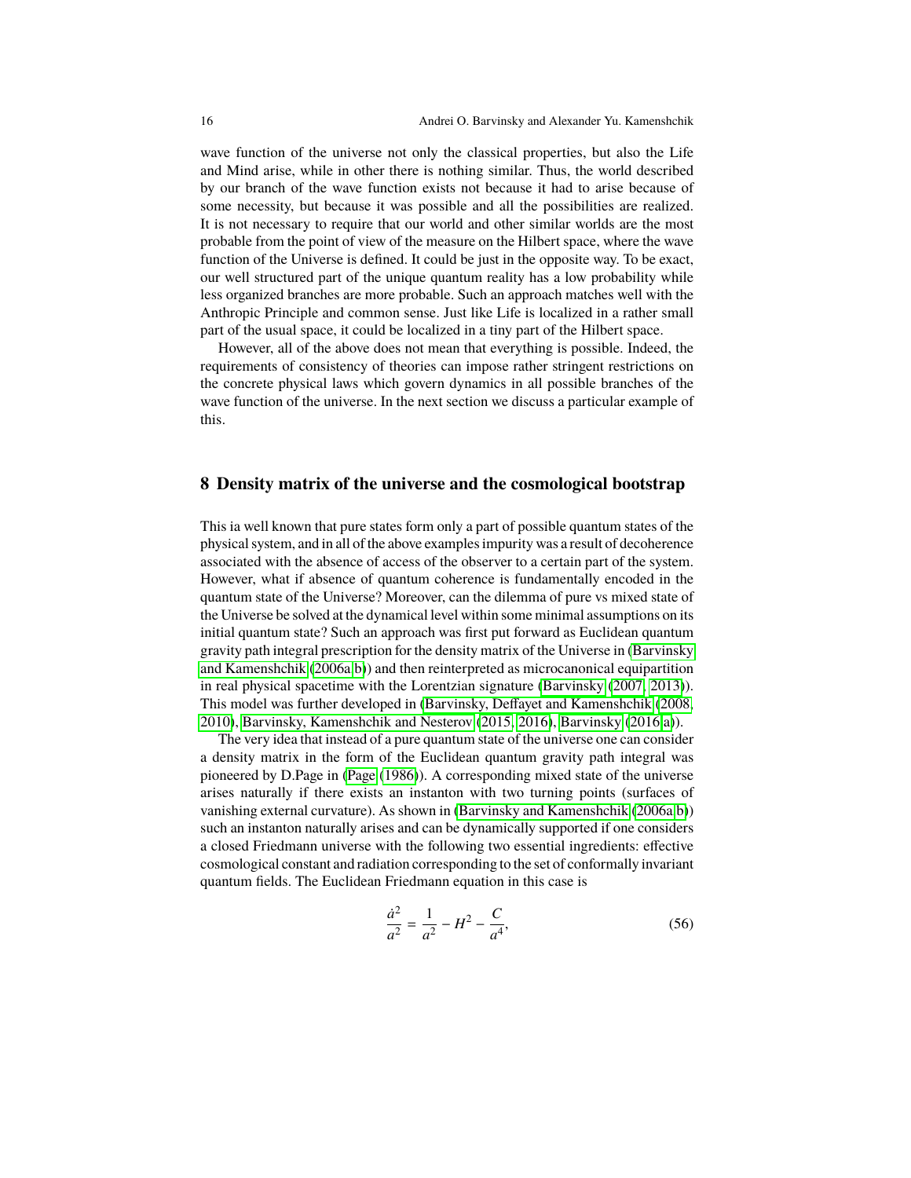wave function of the universe not only the classical properties, but also the Life and Mind arise, while in other there is nothing similar. Thus, the world described by our branch of the wave function exists not because it had to arise because of some necessity, but because it was possible and all the possibilities are realized. It is not necessary to require that our world and other similar worlds are the most probable from the point of view of the measure on the Hilbert space, where the wave function of the Universe is defined. It could be just in the opposite way. To be exact, our well structured part of the unique quantum reality has a low probability while less organized branches are more probable. Such an approach matches well with the Anthropic Principle and common sense. Just like Life is localized in a rather small part of the usual space, it could be localized in a tiny part of the Hilbert space.

However, all of the above does not mean that everything is possible. Indeed, the requirements of consistency of theories can impose rather stringent restrictions on the concrete physical laws which govern dynamics in all possible branches of the wave function of the universe. In the next section we discuss a particular example of this.

## 8 Density matrix of the universe and the cosmological bootstrap

This ia well known that pure states form only a part of possible quantum states of the physical system, and in all of the above examples impurity was a result of decoherence associated with the absence of access of the observer to a certain part of the system. However, what if absence of quantum coherence is fundamentally encoded in the quantum state of the Universe? Moreover, can the dilemma of pure vs mixed state of the Universe be solved at the dynamical level within some minimal assumptions on its initial quantum state? Such an approach was first put forward as Euclidean quantum gravity path integral prescription for the density matrix of the Universe in (Barvinsky and Kamenshchik (2006a,b)) and then reinterpreted as microcanonical equipartition in real physical spacetime with the Lorentzian signature (Barvinsky (2007, 2013)). This model was further developed in (Barvinsky, Deffayet and Kamenshchik (2008, 2010), Barvinsky, Kamenshchik and Nesterov (2015, 2016), Barvinsky (2016a)).

The very idea that instead of a pure quantum state of the universe one can consider a density matrix in the form of the Euclidean quantum gravity path integral was pioneered by D.Page in (Page (1986)). A corresponding mixed state of the universe arises naturally if there exists an instanton with two turning points (surfaces of vanishing external curvature). As shown in (Barvinsky and Kamenshchik (2006a,b)) such an instanton naturally arises and can be dynamically supported if one considers a closed Friedmann universe with the following two essential ingredients: effective cosmological constant and radiation corresponding to the set of conformally invariant quantum fields. The Euclidean Friedmann equation in this case is

$$\frac{\dot{a}^2}{a^2} = \frac{1}{a^2} - H^2 - \frac{C}{a^4}, \tag{56}$$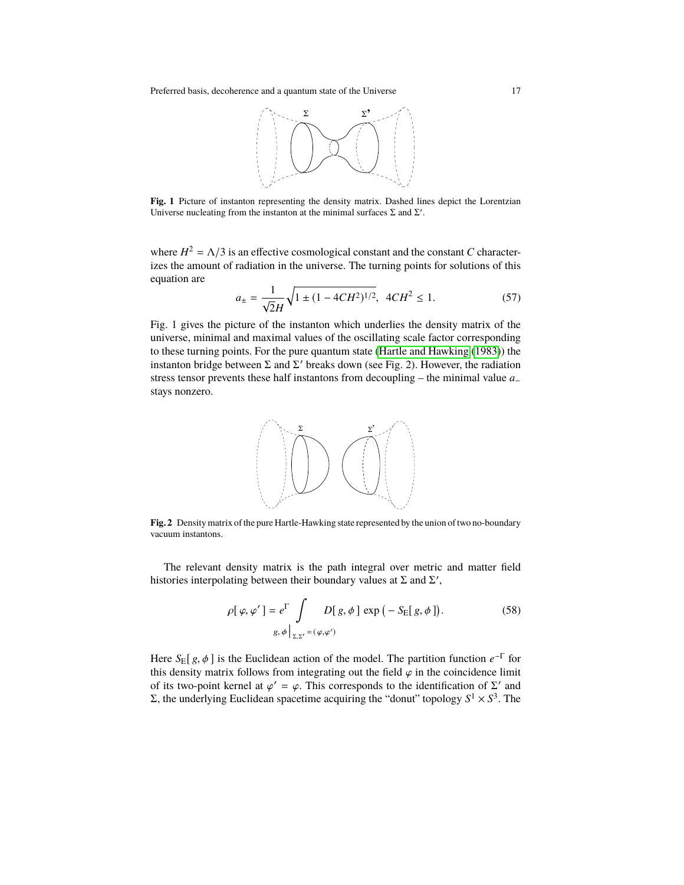Fig. 1 Picture of instanton representing the density matrix. Dashed lines depict the Lorentzian Universe nucleating from the instanton at the minimal surfaces $\Sigma$ and $\Sigma'$.

where $H^2 = \Lambda/3$ is an effective cosmological constant and the constant $C$ characterizes the amount of radiation in the universe. The turning points for solutions of this equation are

$$a_\pm = \frac{1}{\sqrt{2}H}\sqrt{1 \pm (1 - 4CH^2)^{1/2}}, \ \ 4CH^2 \leq 1. \tag{57}$$

Fig. 1 gives the picture of the instanton which underlies the density matrix of the universe, minimal and maximal values of the oscillating scale factor corresponding to these turning points. For the pure quantum state (Hartle and Hawking (1983)) the instanton bridge between $\Sigma$ and $\Sigma'$ breaks down (see Fig. 2). However, the radiation stress tensor prevents these half instantons from decoupling – the minimal value $a_-$ stays nonzero.

Fig. 2 Density matrix of the pure Hartle-Hawking state represented by the union of two no-boundary vacuum instantons.

The relevant density matrix is the path integral over metric and matter field histories interpolating between their boundary values at $\Sigma$ and $\Sigma'$,

$$\rho[\,\varphi, \varphi'\,] = e^{\Gamma} \int\limits_{g,\,\phi\,\big|_{\Sigma,\Sigma'} = (\varphi,\varphi')} D[\,g, \phi\,] \, \exp\big(-S_{\rm E}[\,g, \phi\,]\big). \tag{58}$$

Here $S_{\rm E}[\,g, \phi\,]$ is the Euclidean action of the model. The partition function $e^{-\Gamma}$ for this density matrix follows from integrating out the field $\varphi$ in the coincidence limit of its two-point kernel at $\varphi' = \varphi$. This corresponds to the identification of $\Sigma'$ and $\Sigma$, the underlying Euclidean spacetime acquiring the "donut" topology $S^1 \times S^3$. The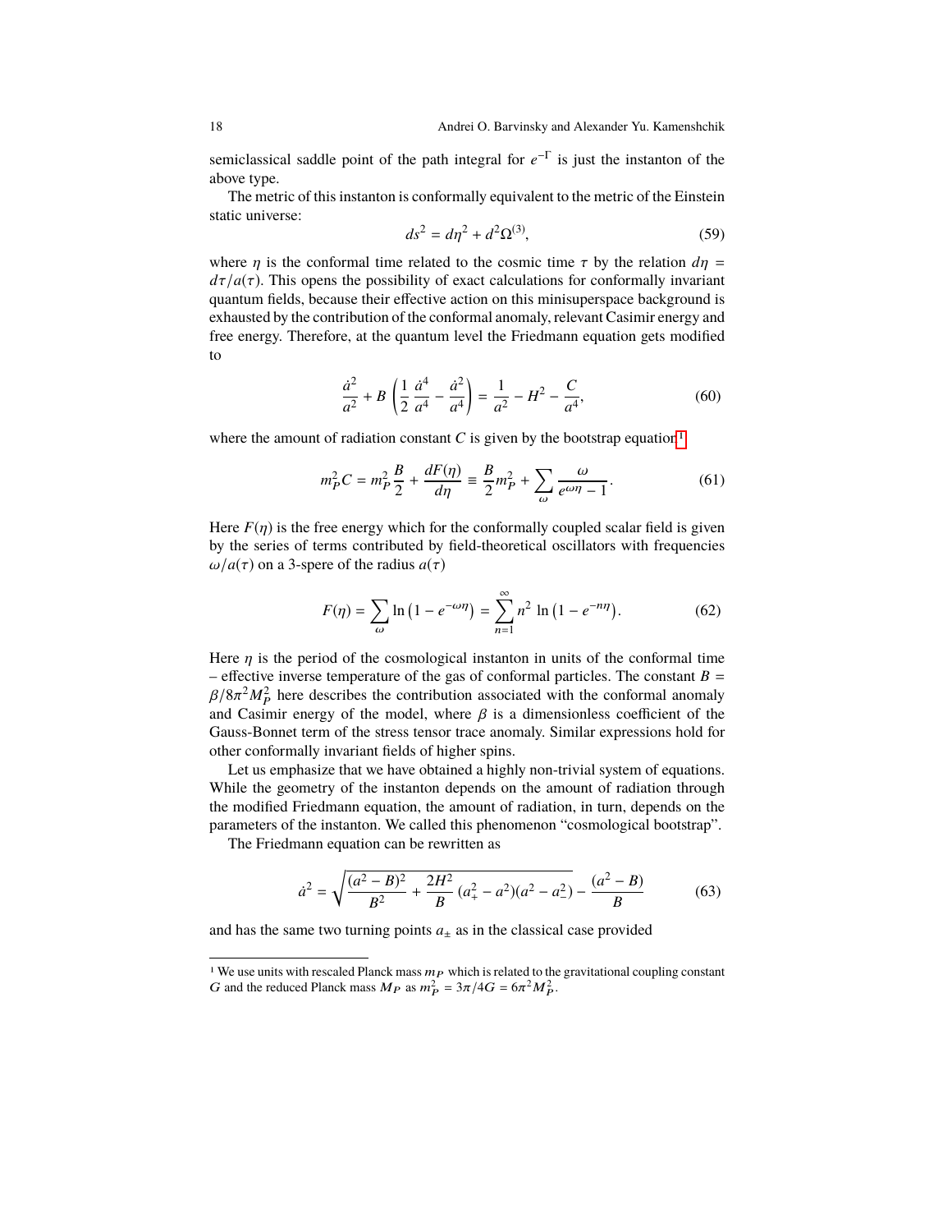semiclassical saddle point of the path integral for $e^{-\Gamma}$ is just the instanton of the above type.

The metric of this instanton is conformally equivalent to the metric of the Einstein static universe:

$$ds^2 = d\eta^2 + d^2\Omega^{(3)}, \tag{59}$$

where $\eta$ is the conformal time related to the cosmic time $\tau$ by the relation $d\eta = d\tau/a(\tau)$. This opens the possibility of exact calculations for conformally invariant quantum fields, because their effective action on this minisuperspace background is exhausted by the contribution of the conformal anomaly, relevant Casimir energy and free energy. Therefore, at the quantum level the Friedmann equation gets modified to

$$\frac{\dot{a}^2}{a^2} + B\left(\frac{1}{2}\frac{\dot{a}^4}{a^4} - \frac{\dot{a}^2}{a^4}\right) = \frac{1}{a^2} - H^2 - \frac{C}{a^4}, \tag{60}$$

where the amount of radiation constant $C$ is given by the bootstrap equation[1]

$$m_P^2 C = m_P^2 \frac{B}{2} + \frac{dF(\eta)}{d\eta} \equiv \frac{B}{2} m_P^2 + \sum_\omega \frac{\omega}{e^{\omega\eta} - 1}. \tag{61}$$

Here $F(\eta)$ is the free energy which for the conformally coupled scalar field is given by the series of terms contributed by field-theoretical oscillators with frequencies $\omega/a(\tau)$ on a 3-spere of the radius $a(\tau)$

$$F(\eta) = \sum_\omega \ln\left(1 - e^{-\omega\eta}\right) = \sum_{n=1}^{\infty} n^2 \ln\left(1 - e^{-n\eta}\right). \tag{62}$$

Here $\eta$ is the period of the cosmological instanton in units of the conformal time – effective inverse temperature of the gas of conformal particles. The constant $B = \beta/8\pi^2 M_P^2$ here describes the contribution associated with the conformal anomaly and Casimir energy of the model, where $\beta$ is a dimensionless coefficient of the Gauss-Bonnet term of the stress tensor trace anomaly. Similar expressions hold for other conformally invariant fields of higher spins.

Let us emphasize that we have obtained a highly non-trivial system of equations. While the geometry of the instanton depends on the amount of radiation through the modified Friedmann equation, the amount of radiation, in turn, depends on the parameters of the instanton. We called this phenomenon "cosmological bootstrap".

The Friedmann equation can be rewritten as

$$\dot{a}^2 = \sqrt{\frac{(a^2 - B)^2}{B^2} + \frac{2H^2}{B}(a_+^2 - a^2)(a^2 - a_-^2)} - \frac{(a^2 - B)}{B} \tag{63}$$

and has the same two turning points $a_\pm$ as in the classical case provided

[1] We use units with rescaled Planck mass $m_P$ which is related to the gravitational coupling constant $G$ and the reduced Planck mass $M_P$ as $m_P^2 = 3\pi/4G = 6\pi^2 M_P^2$.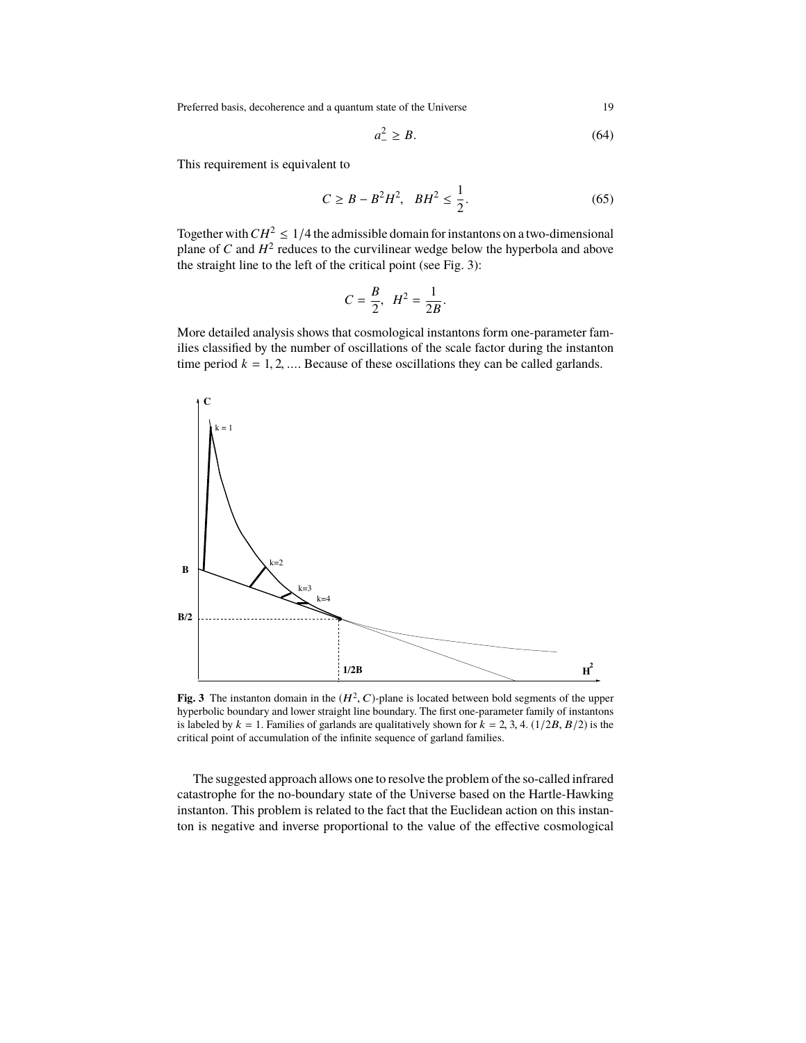$$a_-^2 \geq B. \tag{64}$$

This requirement is equivalent to

$$C \geq B - B^2H^2, \quad BH^2 \leq \frac{1}{2}. \tag{65}$$

Together with $CH^2 \leq 1/4$ the admissible domain for instantons on a two-dimensional plane of $C$ and $H^2$ reduces to the curvilinear wedge below the hyperbola and above the straight line to the left of the critical point (see Fig. 3):

$$C = \frac{B}{2}, \quad H^2 = \frac{1}{2B}.$$

More detailed analysis shows that cosmological instantons form one-parameter families classified by the number of oscillations of the scale factor during the instanton time period $k = 1, 2, \ldots$. Because of these oscillations they can be called garlands.

**Fig. 3** The instanton domain in the $(H^2, C)$-plane is located between bold segments of the upper hyperbolic boundary and lower straight line boundary. The first one-parameter family of instantons is labeled by $k = 1$. Families of garlands are qualitatively shown for $k = 2, 3, 4$. $(1/2B, B/2)$ is the critical point of accumulation of the infinite sequence of garland families.

The suggested approach allows one to resolve the problem of the so-called infrared catastrophe for the no-boundary state of the Universe based on the Hartle-Hawking instanton. This problem is related to the fact that the Euclidean action on this instanton is negative and inverse proportional to the value of the effective cosmological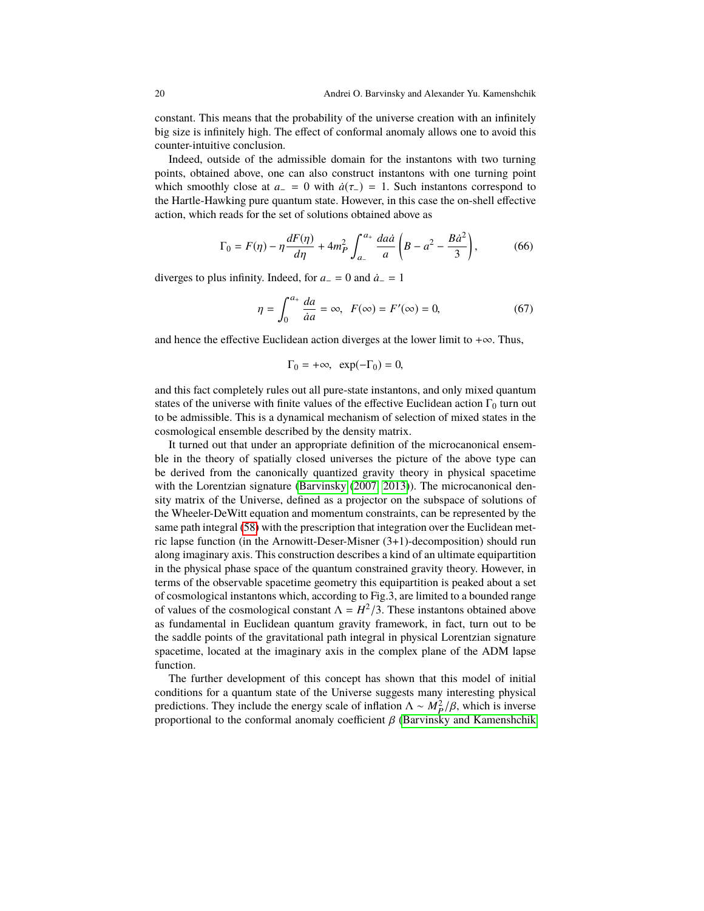constant. This means that the probability of the universe creation with an infinitely big size is infinitely high. The effect of conformal anomaly allows one to avoid this counter-intuitive conclusion.

Indeed, outside of the admissible domain for the instantons with two turning points, obtained above, one can also construct instantons with one turning point which smoothly close at $a_- = 0$ with $\dot{a}(\tau_-) = 1$. Such instantons correspond to the Hartle-Hawking pure quantum state. However, in this case the on-shell effective action, which reads for the set of solutions obtained above as

$$\Gamma_0 = F(\eta) - \eta \frac{dF(\eta)}{d\eta} + 4m_P^2 \int_{a_-}^{a_+} \frac{da\dot{a}}{a} \left( B - a^2 - \frac{B\dot{a}^2}{3} \right), \tag{66}$$

diverges to plus infinity. Indeed, for $a_- = 0$ and $\dot{a}_- = 1$

$$\eta = \int_0^{a_+} \frac{da}{\dot{a}a} = \infty, \quad F(\infty) = F'(\infty) = 0, \tag{67}$$

and hence the effective Euclidean action diverges at the lower limit to $+\infty$. Thus,

$$\Gamma_0 = +\infty, \quad \exp(-\Gamma_0) = 0,$$

and this fact completely rules out all pure-state instantons, and only mixed quantum states of the universe with finite values of the effective Euclidean action $\Gamma_0$ turn out to be admissible. This is a dynamical mechanism of selection of mixed states in the cosmological ensemble described by the density matrix.

It turned out that under an appropriate definition of the microcanonical ensemble in the theory of spatially closed universes the picture of the above type can be derived from the canonically quantized gravity theory in physical spacetime with the Lorentzian signature (Barvinsky (2007, 2013)). The microcanonical density matrix of the Universe, defined as a projector on the subspace of solutions of the Wheeler-DeWitt equation and momentum constraints, can be represented by the same path integral (58) with the prescription that integration over the Euclidean metric lapse function (in the Arnowitt-Deser-Misner (3+1)-decomposition) should run along imaginary axis. This construction describes a kind of an ultimate equipartition in the physical phase space of the quantum constrained gravity theory. However, in terms of the observable spacetime geometry this equipartition is peaked about a set of cosmological instantons which, according to Fig.3, are limited to a bounded range of values of the cosmological constant $\Lambda = H^2/3$. These instantons obtained above as fundamental in Euclidean quantum gravity framework, in fact, turn out to be the saddle points of the gravitational path integral in physical Lorentzian signature spacetime, located at the imaginary axis in the complex plane of the ADM lapse function.

The further development of this concept has shown that this model of initial conditions for a quantum state of the Universe suggests many interesting physical predictions. They include the energy scale of inflation $\Lambda \sim M_P^2/\beta$, which is inverse proportional to the conformal anomaly coefficient $\beta$ (Barvinsky and Kamenshchik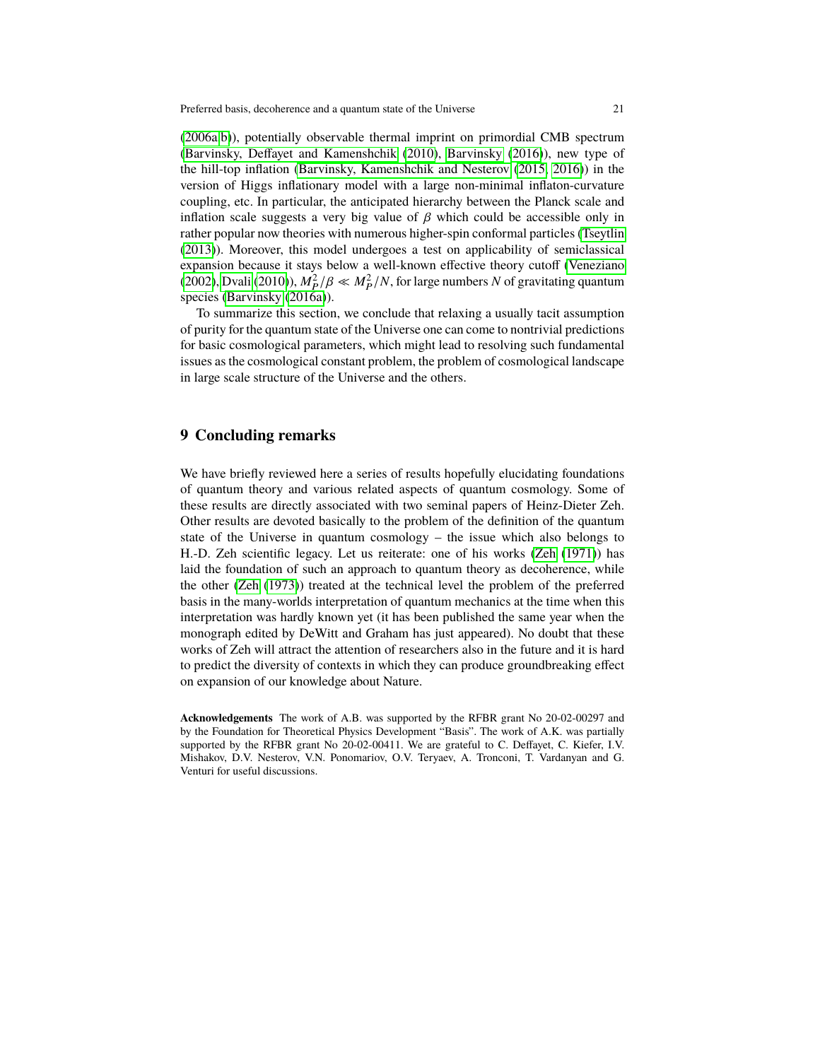(2006a,b)), potentially observable thermal imprint on primordial CMB spectrum (Barvinsky, Deffayet and Kamenshchik (2010), Barvinsky (2016)), new type of the hill-top inflation (Barvinsky, Kamenshchik and Nesterov (2015, 2016)) in the version of Higgs inflationary model with a large non-minimal inflaton-curvature coupling, etc. In particular, the anticipated hierarchy between the Planck scale and inflation scale suggests a very big value of $\beta$ which could be accessible only in rather popular now theories with numerous higher-spin conformal particles (Tseytlin (2013)). Moreover, this model undergoes a test on applicability of semiclassical expansion because it stays below a well-known effective theory cutoff (Veneziano (2002), Dvali (2010)), $M_P^2/\beta \ll M_P^2/N$, for large numbers $N$ of gravitating quantum species (Barvinsky (2016a)).

To summarize this section, we conclude that relaxing a usually tacit assumption of purity for the quantum state of the Universe one can come to nontrivial predictions for basic cosmological parameters, which might lead to resolving such fundamental issues as the cosmological constant problem, the problem of cosmological landscape in large scale structure of the Universe and the others.

## 9 Concluding remarks

We have briefly reviewed here a series of results hopefully elucidating foundations of quantum theory and various related aspects of quantum cosmology. Some of these results are directly associated with two seminal papers of Heinz-Dieter Zeh. Other results are devoted basically to the problem of the definition of the quantum state of the Universe in quantum cosmology – the issue which also belongs to H.-D. Zeh scientific legacy. Let us reiterate: one of his works (Zeh (1971)) has laid the foundation of such an approach to quantum theory as decoherence, while the other (Zeh (1973)) treated at the technical level the problem of the preferred basis in the many-worlds interpretation of quantum mechanics at the time when this interpretation was hardly known yet (it has been published the same year when the monograph edited by DeWitt and Graham has just appeared). No doubt that these works of Zeh will attract the attention of researchers also in the future and it is hard to predict the diversity of contexts in which they can produce groundbreaking effect on expansion of our knowledge about Nature.

**Acknowledgements** The work of A.B. was supported by the RFBR grant No 20-02-00297 and by the Foundation for Theoretical Physics Development "Basis". The work of A.K. was partially supported by the RFBR grant No 20-02-00411. We are grateful to C. Deffayet, C. Kiefer, I.V. Mishakov, D.V. Nesterov, V.N. Ponomariov, O.V. Teryaev, A. Tronconi, T. Vardanyan and G. Venturi for useful discussions.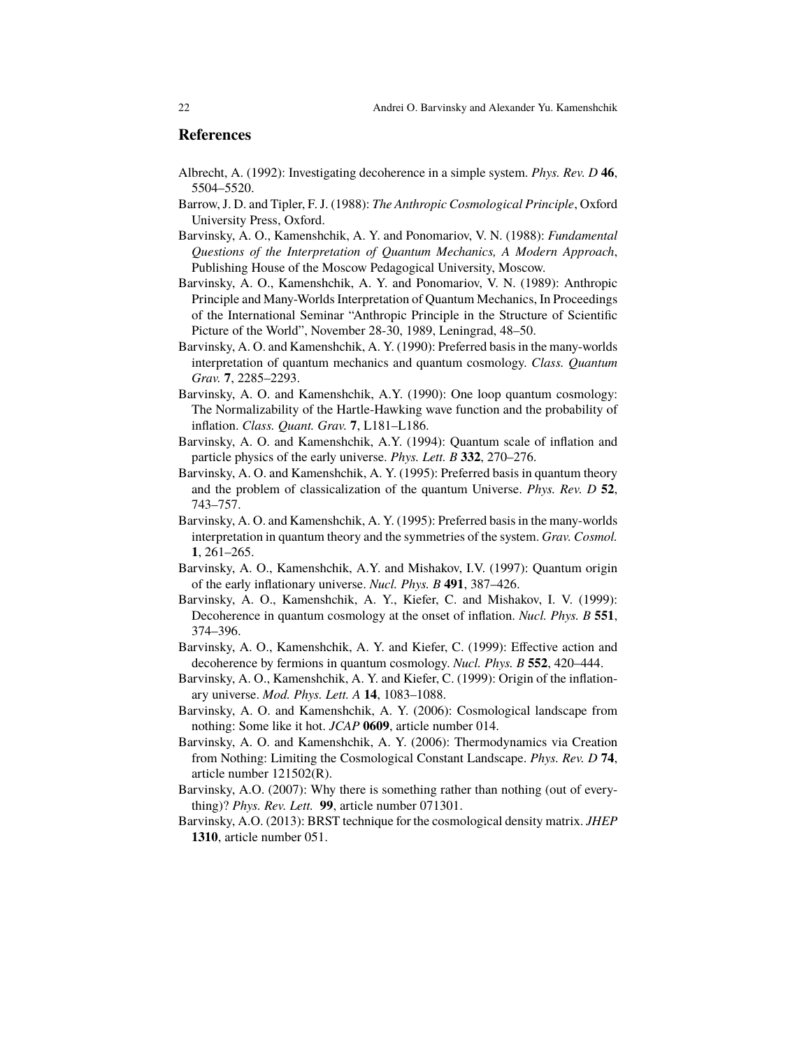## References

Albrecht, A. (1992): Investigating decoherence in a simple system. *Phys. Rev. D* **46**, 5504–5520.

Barrow, J. D. and Tipler, F. J. (1988): *The Anthropic Cosmological Principle*, Oxford University Press, Oxford.

Barvinsky, A. O., Kamenshchik, A. Y. and Ponomariov, V. N. (1988): *Fundamental Questions of the Interpretation of Quantum Mechanics, A Modern Approach*, Publishing House of the Moscow Pedagogical University, Moscow.

Barvinsky, A. O., Kamenshchik, A. Y. and Ponomariov, V. N. (1989): Anthropic Principle and Many-Worlds Interpretation of Quantum Mechanics, In Proceedings of the International Seminar "Anthropic Principle in the Structure of Scientific Picture of the World", November 28-30, 1989, Leningrad, 48–50.

Barvinsky, A. O. and Kamenshchik, A. Y. (1990): Preferred basis in the many-worlds interpretation of quantum mechanics and quantum cosmology. *Class. Quantum Grav.* **7**, 2285–2293.

Barvinsky, A. O. and Kamenshchik, A.Y. (1990): One loop quantum cosmology: The Normalizability of the Hartle-Hawking wave function and the probability of inflation. *Class. Quant. Grav.* **7**, L181–L186.

Barvinsky, A. O. and Kamenshchik, A.Y. (1994): Quantum scale of inflation and particle physics of the early universe. *Phys. Lett. B* **332**, 270–276.

Barvinsky, A. O. and Kamenshchik, A. Y. (1995): Preferred basis in quantum theory and the problem of classicalization of the quantum Universe. *Phys. Rev. D* **52**, 743–757.

Barvinsky, A. O. and Kamenshchik, A. Y. (1995): Preferred basis in the many-worlds interpretation in quantum theory and the symmetries of the system. *Grav. Cosmol.* **1**, 261–265.

Barvinsky, A. O., Kamenshchik, A.Y. and Mishakov, I.V. (1997): Quantum origin of the early inflationary universe. *Nucl. Phys. B* **491**, 387–426.

Barvinsky, A. O., Kamenshchik, A. Y., Kiefer, C. and Mishakov, I. V. (1999): Decoherence in quantum cosmology at the onset of inflation. *Nucl. Phys. B* **551**, 374–396.

Barvinsky, A. O., Kamenshchik, A. Y. and Kiefer, C. (1999): Effective action and decoherence by fermions in quantum cosmology. *Nucl. Phys. B* **552**, 420–444.

Barvinsky, A. O., Kamenshchik, A. Y. and Kiefer, C. (1999): Origin of the inflationary universe. *Mod. Phys. Lett. A* **14**, 1083–1088.

Barvinsky, A. O. and Kamenshchik, A. Y. (2006): Cosmological landscape from nothing: Some like it hot. *JCAP* **0609**, article number 014.

Barvinsky, A. O. and Kamenshchik, A. Y. (2006): Thermodynamics via Creation from Nothing: Limiting the Cosmological Constant Landscape. *Phys. Rev. D* **74**, article number 121502(R).

Barvinsky, A.O. (2007): Why there is something rather than nothing (out of everything)? *Phys. Rev. Lett.* **99**, article number 071301.

Barvinsky, A.O. (2013): BRST technique for the cosmological density matrix. *JHEP* **1310**, article number 051.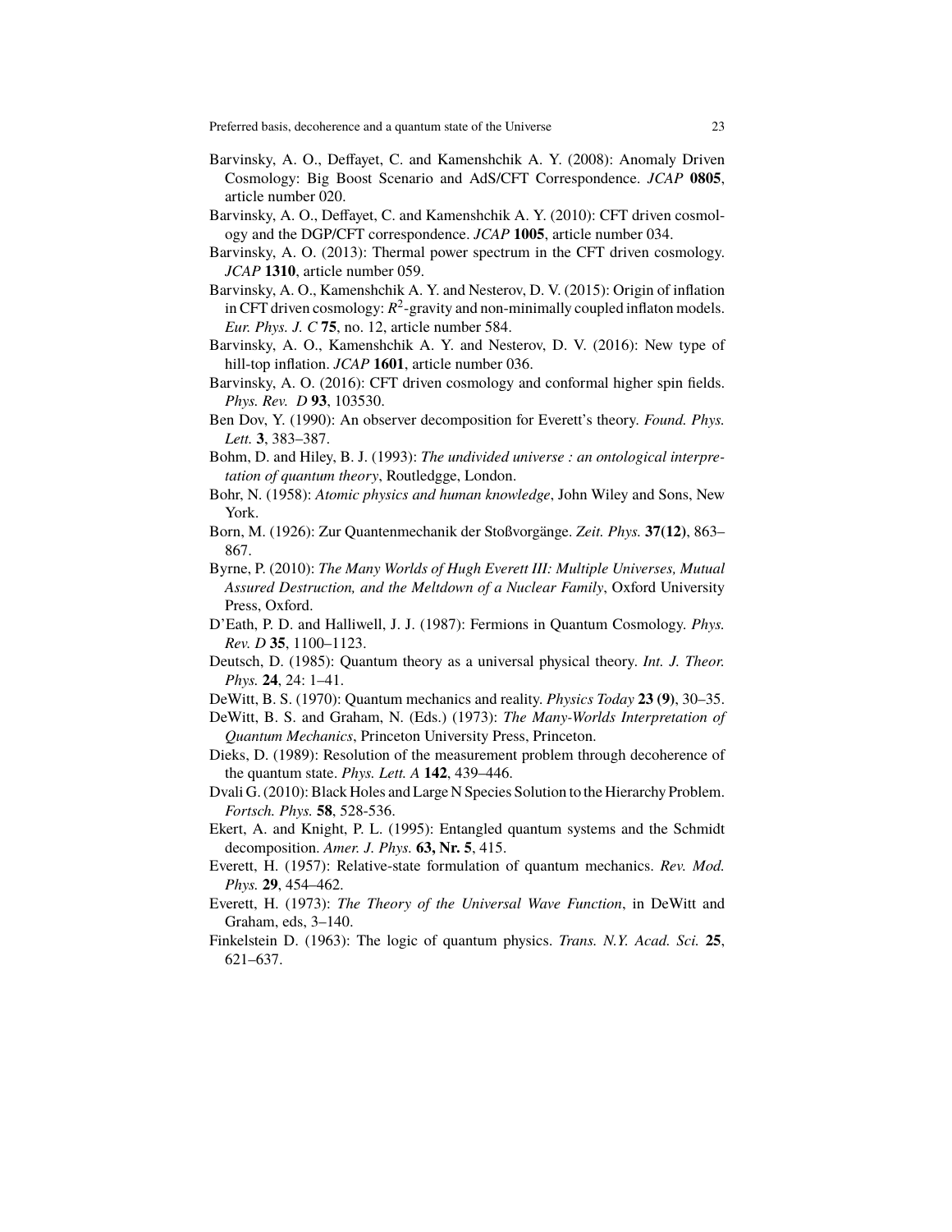Barvinsky, A. O., Deffayet, C. and Kamenshchik A. Y. (2008): Anomaly Driven Cosmology: Big Boost Scenario and AdS/CFT Correspondence. *JCAP* **0805**, article number 020.

Barvinsky, A. O., Deffayet, C. and Kamenshchik A. Y. (2010): CFT driven cosmology and the DGP/CFT correspondence. *JCAP* **1005**, article number 034.

Barvinsky, A. O. (2013): Thermal power spectrum in the CFT driven cosmology. *JCAP* **1310**, article number 059.

Barvinsky, A. O., Kamenshchik A. Y. and Nesterov, D. V. (2015): Origin of inflation in CFT driven cosmology: $R^2$-gravity and non-minimally coupled inflaton models. *Eur. Phys. J. C* **75**, no. 12, article number 584.

Barvinsky, A. O., Kamenshchik A. Y. and Nesterov, D. V. (2016): New type of hill-top inflation. *JCAP* **1601**, article number 036.

Barvinsky, A. O. (2016): CFT driven cosmology and conformal higher spin fields. *Phys. Rev. D* **93**, 103530.

Ben Dov, Y. (1990): An observer decomposition for Everett's theory. *Found. Phys. Lett.* **3**, 383–387.

Bohm, D. and Hiley, B. J. (1993): *The undivided universe : an ontological interpretation of quantum theory*, Routledgge, London.

Bohr, N. (1958): *Atomic physics and human knowledge*, John Wiley and Sons, New York.

Born, M. (1926): Zur Quantenmechanik der Stoßvorgänge. *Zeit. Phys.* **37(12)**, 863–867.

Byrne, P. (2010): *The Many Worlds of Hugh Everett III: Multiple Universes, Mutual Assured Destruction, and the Meltdown of a Nuclear Family*, Oxford University Press, Oxford.

D'Eath, P. D. and Halliwell, J. J. (1987): Fermions in Quantum Cosmology. *Phys. Rev. D* **35**, 1100–1123.

Deutsch, D. (1985): Quantum theory as a universal physical theory. *Int. J. Theor. Phys.* **24**, 24: 1–41.

DeWitt, B. S. (1970): Quantum mechanics and reality. *Physics Today* **23 (9)**, 30–35.

DeWitt, B. S. and Graham, N. (Eds.) (1973): *The Many-Worlds Interpretation of Quantum Mechanics*, Princeton University Press, Princeton.

Dieks, D. (1989): Resolution of the measurement problem through decoherence of the quantum state. *Phys. Lett. A* **142**, 439–446.

Dvali G. (2010): Black Holes and Large N Species Solution to the Hierarchy Problem. *Fortsch. Phys.* **58**, 528-536.

Ekert, A. and Knight, P. L. (1995): Entangled quantum systems and the Schmidt decomposition. *Amer. J. Phys.* **63, Nr. 5**, 415.

Everett, H. (1957): Relative-state formulation of quantum mechanics. *Rev. Mod. Phys.* **29**, 454–462.

Everett, H. (1973): *The Theory of the Universal Wave Function*, in DeWitt and Graham, eds, 3–140.

Finkelstein D. (1963): The logic of quantum physics. *Trans. N.Y. Acad. Sci.* **25**, 621–637.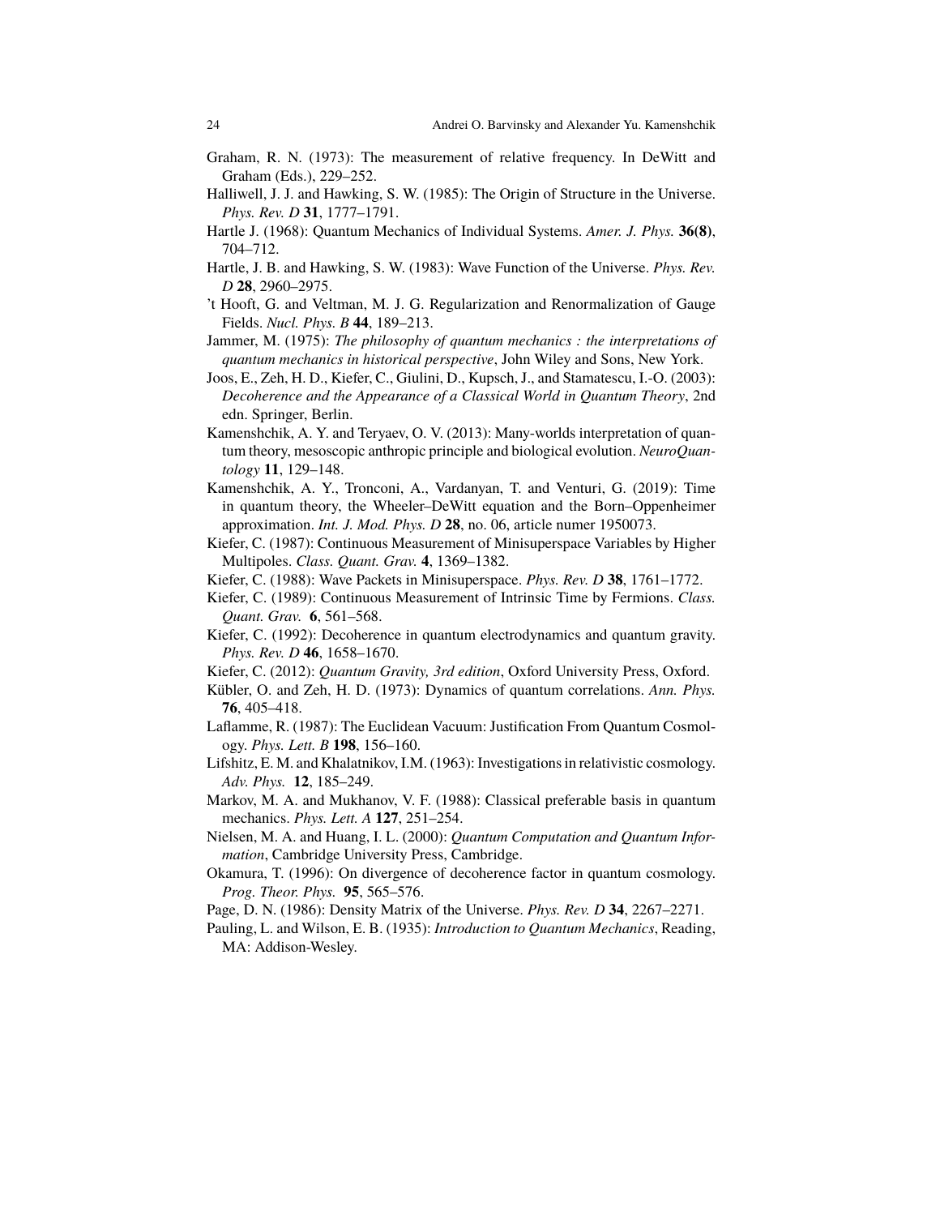Graham, R. N. (1973): The measurement of relative frequency. In DeWitt and Graham (Eds.), 229–252.

Halliwell, J. J. and Hawking, S. W. (1985): The Origin of Structure in the Universe. *Phys. Rev. D* **31**, 1777–1791.

Hartle J. (1968): Quantum Mechanics of Individual Systems. *Amer. J. Phys.* **36(8)**, 704–712.

Hartle, J. B. and Hawking, S. W. (1983): Wave Function of the Universe. *Phys. Rev. D* **28**, 2960–2975.

't Hooft, G. and Veltman, M. J. G. Regularization and Renormalization of Gauge Fields. *Nucl. Phys. B* **44**, 189–213.

Jammer, M. (1975): *The philosophy of quantum mechanics : the interpretations of quantum mechanics in historical perspective*, John Wiley and Sons, New York.

Joos, E., Zeh, H. D., Kiefer, C., Giulini, D., Kupsch, J., and Stamatescu, I.-O. (2003): *Decoherence and the Appearance of a Classical World in Quantum Theory*, 2nd edn. Springer, Berlin.

Kamenshchik, A. Y. and Teryaev, O. V. (2013): Many-worlds interpretation of quantum theory, mesoscopic anthropic principle and biological evolution. *NeuroQuantology* **11**, 129–148.

Kamenshchik, A. Y., Tronconi, A., Vardanyan, T. and Venturi, G. (2019): Time in quantum theory, the Wheeler–DeWitt equation and the Born–Oppenheimer approximation. *Int. J. Mod. Phys. D* **28**, no. 06, article numer 1950073.

Kiefer, C. (1987): Continuous Measurement of Minisuperspace Variables by Higher Multipoles. *Class. Quant. Grav.* **4**, 1369–1382.

Kiefer, C. (1988): Wave Packets in Minisuperspace. *Phys. Rev. D* **38**, 1761–1772.

Kiefer, C. (1989): Continuous Measurement of Intrinsic Time by Fermions. *Class. Quant. Grav.* **6**, 561–568.

Kiefer, C. (1992): Decoherence in quantum electrodynamics and quantum gravity. *Phys. Rev. D* **46**, 1658–1670.

Kiefer, C. (2012): *Quantum Gravity, 3rd edition*, Oxford University Press, Oxford.

Kübler, O. and Zeh, H. D. (1973): Dynamics of quantum correlations. *Ann. Phys.* **76**, 405–418.

Laflamme, R. (1987): The Euclidean Vacuum: Justification From Quantum Cosmology. *Phys. Lett. B* **198**, 156–160.

Lifshitz, E. M. and Khalatnikov, I.M. (1963): Investigations in relativistic cosmology. *Adv. Phys.* **12**, 185–249.

Markov, M. A. and Mukhanov, V. F. (1988): Classical preferable basis in quantum mechanics. *Phys. Lett. A* **127**, 251–254.

Nielsen, M. A. and Huang, I. L. (2000): *Quantum Computation and Quantum Information*, Cambridge University Press, Cambridge.

Okamura, T. (1996): On divergence of decoherence factor in quantum cosmology. *Prog. Theor. Phys.* **95**, 565–576.

Page, D. N. (1986): Density Matrix of the Universe. *Phys. Rev. D* **34**, 2267–2271.

Pauling, L. and Wilson, E. B. (1935): *Introduction to Quantum Mechanics*, Reading, MA: Addison-Wesley.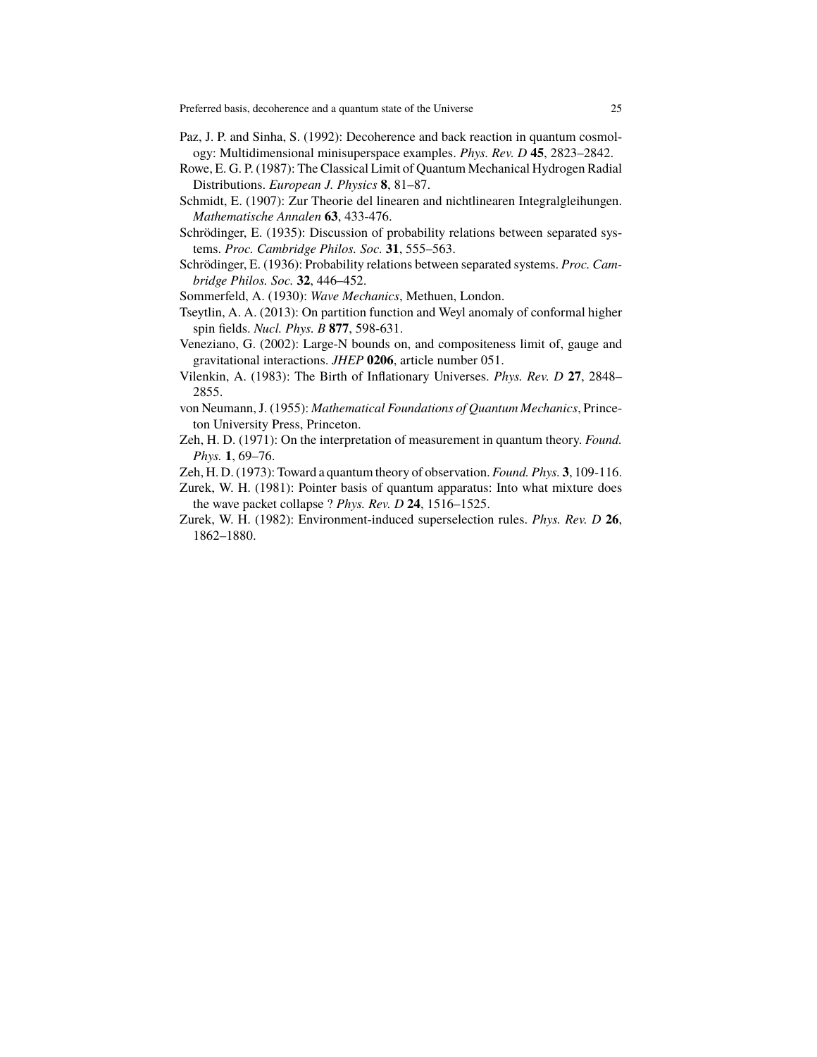Paz, J. P. and Sinha, S. (1992): Decoherence and back reaction in quantum cosmology: Multidimensional minisuperspace examples. *Phys. Rev. D* **45**, 2823–2842.

Rowe, E. G. P. (1987): The Classical Limit of Quantum Mechanical Hydrogen Radial Distributions. *European J. Physics* **8**, 81–87.

Schmidt, E. (1907): Zur Theorie del linearen and nichtlinearen Integralgleihungen. *Mathematische Annalen* **63**, 433-476.

Schrödinger, E. (1935): Discussion of probability relations between separated systems. *Proc. Cambridge Philos. Soc.* **31**, 555–563.

Schrödinger, E. (1936): Probability relations between separated systems. *Proc. Cambridge Philos. Soc.* **32**, 446–452.

Sommerfeld, A. (1930): *Wave Mechanics*, Methuen, London.

Tseytlin, A. A. (2013): On partition function and Weyl anomaly of conformal higher spin fields. *Nucl. Phys. B* **877**, 598-631.

Veneziano, G. (2002): Large-N bounds on, and compositeness limit of, gauge and gravitational interactions. *JHEP* **0206**, article number 051.

Vilenkin, A. (1983): The Birth of Inflationary Universes. *Phys. Rev. D* **27**, 2848–2855.

von Neumann, J. (1955): *Mathematical Foundations of Quantum Mechanics*, Princeton University Press, Princeton.

Zeh, H. D. (1971): On the interpretation of measurement in quantum theory. *Found. Phys.* **1**, 69–76.

Zeh, H. D. (1973): Toward a quantum theory of observation. *Found. Phys.* **3**, 109-116.

Zurek, W. H. (1981): Pointer basis of quantum apparatus: Into what mixture does the wave packet collapse ? *Phys. Rev. D* **24**, 1516–1525.

Zurek, W. H. (1982): Environment-induced superselection rules. *Phys. Rev. D* **26**, 1862–1880.